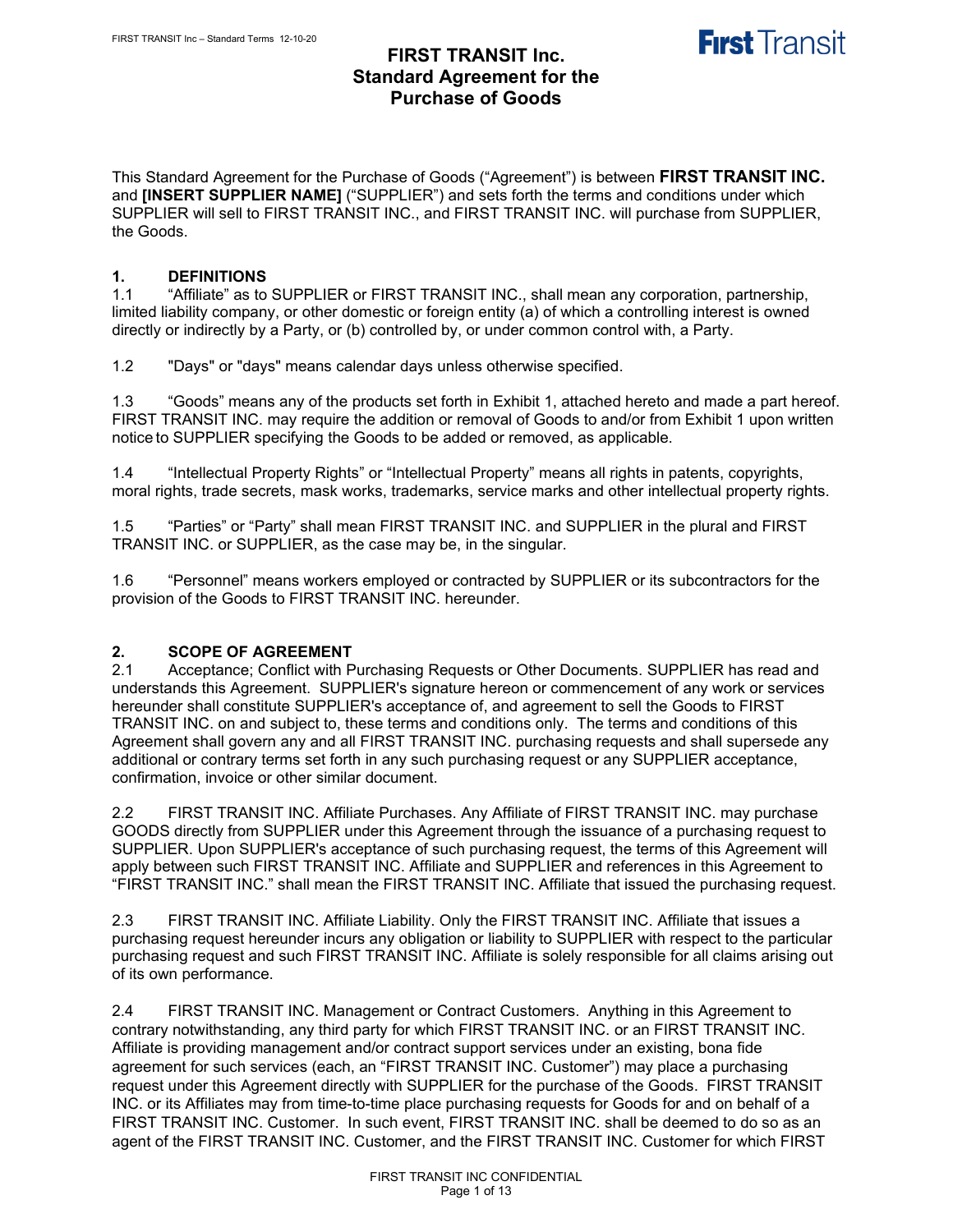# FIRST TRANSIT Inc.
# Standard Agreement for the Purchase of Goods

This Standard Agreement for the Purchase of Goods ("Agreement") is between **FIRST TRANSIT INC.** and **[INSERT SUPPLIER NAME]** ("SUPPLIER") and sets forth the terms and conditions under which SUPPLIER will sell to FIRST TRANSIT INC., and FIRST TRANSIT INC. will purchase from SUPPLIER, the Goods.

## 1. DEFINITIONS

1.1 "Affiliate" as to SUPPLIER or FIRST TRANSIT INC., shall mean any corporation, partnership, limited liability company, or other domestic or foreign entity (a) of which a controlling interest is owned directly or indirectly by a Party, or (b) controlled by, or under common control with, a Party.

1.2 "Days" or "days" means calendar days unless otherwise specified.

1.3 "Goods" means any of the products set forth in Exhibit 1, attached hereto and made a part hereof. FIRST TRANSIT INC. may require the addition or removal of Goods to and/or from Exhibit 1 upon written notice to SUPPLIER specifying the Goods to be added or removed, as applicable.

1.4 "Intellectual Property Rights" or "Intellectual Property" means all rights in patents, copyrights, moral rights, trade secrets, mask works, trademarks, service marks and other intellectual property rights.

1.5 "Parties" or "Party" shall mean FIRST TRANSIT INC. and SUPPLIER in the plural and FIRST TRANSIT INC. or SUPPLIER, as the case may be, in the singular.

1.6 "Personnel" means workers employed or contracted by SUPPLIER or its subcontractors for the provision of the Goods to FIRST TRANSIT INC. hereunder.

## 2. SCOPE OF AGREEMENT

2.1 Acceptance; Conflict with Purchasing Requests or Other Documents. SUPPLIER has read and understands this Agreement. SUPPLIER's signature hereon or commencement of any work or services hereunder shall constitute SUPPLIER's acceptance of, and agreement to sell the Goods to FIRST TRANSIT INC. on and subject to, these terms and conditions only. The terms and conditions of this Agreement shall govern any and all FIRST TRANSIT INC. purchasing requests and shall supersede any additional or contrary terms set forth in any such purchasing request or any SUPPLIER acceptance, confirmation, invoice or other similar document.

2.2 FIRST TRANSIT INC. Affiliate Purchases. Any Affiliate of FIRST TRANSIT INC. may purchase GOODS directly from SUPPLIER under this Agreement through the issuance of a purchasing request to SUPPLIER. Upon SUPPLIER's acceptance of such purchasing request, the terms of this Agreement will apply between such FIRST TRANSIT INC. Affiliate and SUPPLIER and references in this Agreement to "FIRST TRANSIT INC." shall mean the FIRST TRANSIT INC. Affiliate that issued the purchasing request.

2.3 FIRST TRANSIT INC. Affiliate Liability. Only the FIRST TRANSIT INC. Affiliate that issues a purchasing request hereunder incurs any obligation or liability to SUPPLIER with respect to the particular purchasing request and such FIRST TRANSIT INC. Affiliate is solely responsible for all claims arising out of its own performance.

2.4 FIRST TRANSIT INC. Management or Contract Customers. Anything in this Agreement to contrary notwithstanding, any third party for which FIRST TRANSIT INC. or an FIRST TRANSIT INC. Affiliate is providing management and/or contract support services under an existing, bona fide agreement for such services (each, an "FIRST TRANSIT INC. Customer") may place a purchasing request under this Agreement directly with SUPPLIER for the purchase of the Goods. FIRST TRANSIT INC. or its Affiliates may from time-to-time place purchasing requests for Goods for and on behalf of a FIRST TRANSIT INC. Customer. In such event, FIRST TRANSIT INC. shall be deemed to do so as an agent of the FIRST TRANSIT INC. Customer, and the FIRST TRANSIT INC. Customer for which FIRST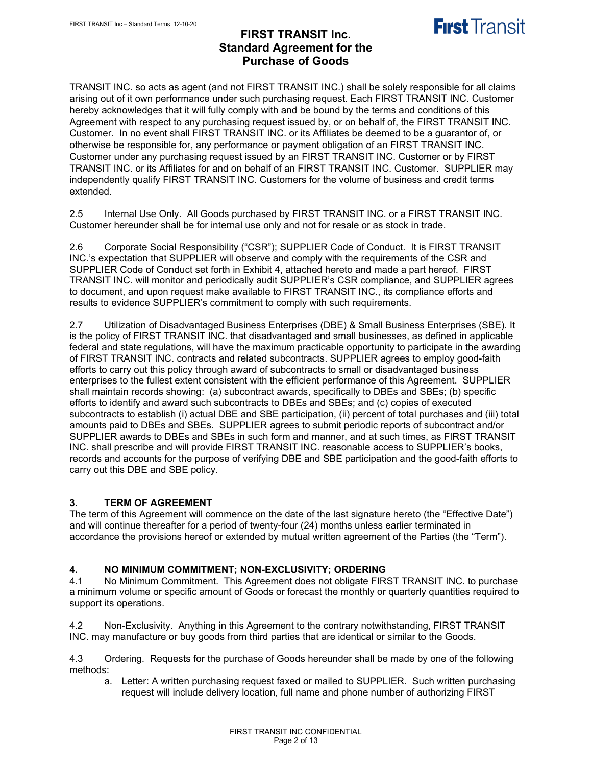TRANSIT INC. so acts as agent (and not FIRST TRANSIT INC.) shall be solely responsible for all claims arising out of it own performance under such purchasing request. Each FIRST TRANSIT INC. Customer hereby acknowledges that it will fully comply with and be bound by the terms and conditions of this Agreement with respect to any purchasing request issued by, or on behalf of, the FIRST TRANSIT INC. Customer. In no event shall FIRST TRANSIT INC. or its Affiliates be deemed to be a guarantor of, or otherwise be responsible for, any performance or payment obligation of an FIRST TRANSIT INC. Customer under any purchasing request issued by an FIRST TRANSIT INC. Customer or by FIRST TRANSIT INC. or its Affiliates for and on behalf of an FIRST TRANSIT INC. Customer. SUPPLIER may independently qualify FIRST TRANSIT INC. Customers for the volume of business and credit terms extended.

2.5 Internal Use Only. All Goods purchased by FIRST TRANSIT INC. or a FIRST TRANSIT INC. Customer hereunder shall be for internal use only and not for resale or as stock in trade.

2.6 Corporate Social Responsibility ("CSR"); SUPPLIER Code of Conduct. It is FIRST TRANSIT INC.'s expectation that SUPPLIER will observe and comply with the requirements of the CSR and SUPPLIER Code of Conduct set forth in Exhibit 4, attached hereto and made a part hereof. FIRST TRANSIT INC. will monitor and periodically audit SUPPLIER's CSR compliance, and SUPPLIER agrees to document, and upon request make available to FIRST TRANSIT INC., its compliance efforts and results to evidence SUPPLIER's commitment to comply with such requirements.

2.7 Utilization of Disadvantaged Business Enterprises (DBE) & Small Business Enterprises (SBE). It is the policy of FIRST TRANSIT INC. that disadvantaged and small businesses, as defined in applicable federal and state regulations, will have the maximum practicable opportunity to participate in the awarding of FIRST TRANSIT INC. contracts and related subcontracts. SUPPLIER agrees to employ good-faith efforts to carry out this policy through award of subcontracts to small or disadvantaged business enterprises to the fullest extent consistent with the efficient performance of this Agreement. SUPPLIER shall maintain records showing: (a) subcontract awards, specifically to DBEs and SBEs; (b) specific efforts to identify and award such subcontracts to DBEs and SBEs; and (c) copies of executed subcontracts to establish (i) actual DBE and SBE participation, (ii) percent of total purchases and (iii) total amounts paid to DBEs and SBEs. SUPPLIER agrees to submit periodic reports of subcontract and/or SUPPLIER awards to DBEs and SBEs in such form and manner, and at such times, as FIRST TRANSIT INC. shall prescribe and will provide FIRST TRANSIT INC. reasonable access to SUPPLIER's books, records and accounts for the purpose of verifying DBE and SBE participation and the good-faith efforts to carry out this DBE and SBE policy.

## 3. TERM OF AGREEMENT

The term of this Agreement will commence on the date of the last signature hereto (the "Effective Date") and will continue thereafter for a period of twenty-four (24) months unless earlier terminated in accordance the provisions hereof or extended by mutual written agreement of the Parties (the "Term").

## 4. NO MINIMUM COMMITMENT; NON-EXCLUSIVITY; ORDERING

4.1 No Minimum Commitment. This Agreement does not obligate FIRST TRANSIT INC. to purchase a minimum volume or specific amount of Goods or forecast the monthly or quarterly quantities required to support its operations.

4.2 Non-Exclusivity. Anything in this Agreement to the contrary notwithstanding, FIRST TRANSIT INC. may manufacture or buy goods from third parties that are identical or similar to the Goods.

4.3 Ordering. Requests for the purchase of Goods hereunder shall be made by one of the following methods:

a. Letter: A written purchasing request faxed or mailed to SUPPLIER. Such written purchasing request will include delivery location, full name and phone number of authorizing FIRST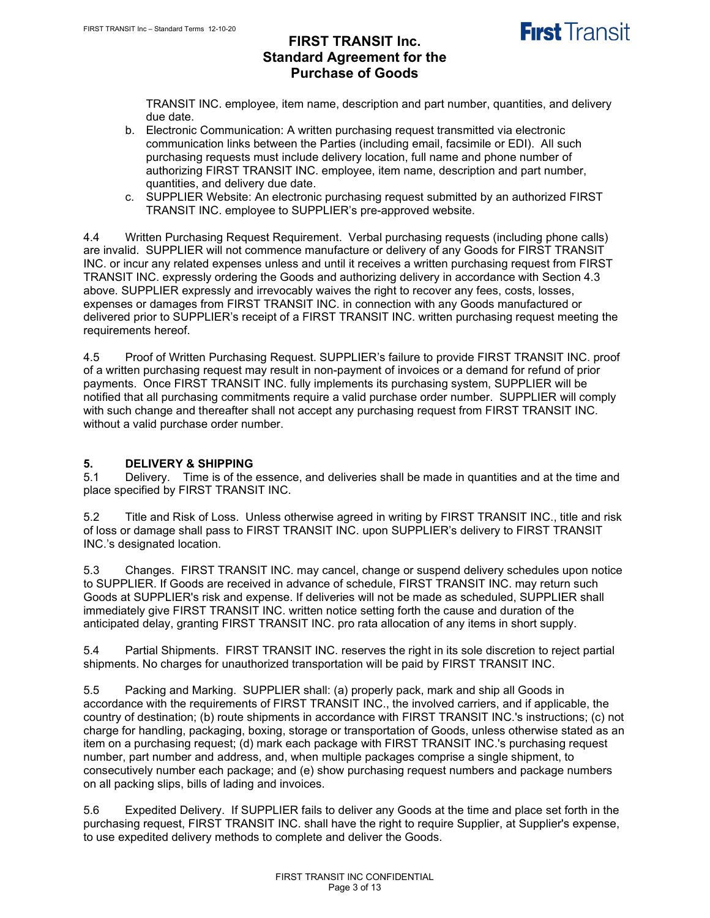TRANSIT INC. employee, item name, description and part number, quantities, and delivery due date.

b. Electronic Communication: A written purchasing request transmitted via electronic communication links between the Parties (including email, facsimile or EDI). All such purchasing requests must include delivery location, full name and phone number of authorizing FIRST TRANSIT INC. employee, item name, description and part number, quantities, and delivery due date.

c. SUPPLIER Website: An electronic purchasing request submitted by an authorized FIRST TRANSIT INC. employee to SUPPLIER's pre-approved website.

4.4 Written Purchasing Request Requirement. Verbal purchasing requests (including phone calls) are invalid. SUPPLIER will not commence manufacture or delivery of any Goods for FIRST TRANSIT INC. or incur any related expenses unless and until it receives a written purchasing request from FIRST TRANSIT INC. expressly ordering the Goods and authorizing delivery in accordance with Section 4.3 above. SUPPLIER expressly and irrevocably waives the right to recover any fees, costs, losses, expenses or damages from FIRST TRANSIT INC. in connection with any Goods manufactured or delivered prior to SUPPLIER's receipt of a FIRST TRANSIT INC. written purchasing request meeting the requirements hereof.

4.5 Proof of Written Purchasing Request. SUPPLIER's failure to provide FIRST TRANSIT INC. proof of a written purchasing request may result in non-payment of invoices or a demand for refund of prior payments. Once FIRST TRANSIT INC. fully implements its purchasing system, SUPPLIER will be notified that all purchasing commitments require a valid purchase order number. SUPPLIER will comply with such change and thereafter shall not accept any purchasing request from FIRST TRANSIT INC. without a valid purchase order number.

## 5. DELIVERY & SHIPPING

5.1 Delivery. Time is of the essence, and deliveries shall be made in quantities and at the time and place specified by FIRST TRANSIT INC.

5.2 Title and Risk of Loss. Unless otherwise agreed in writing by FIRST TRANSIT INC., title and risk of loss or damage shall pass to FIRST TRANSIT INC. upon SUPPLIER's delivery to FIRST TRANSIT INC.'s designated location.

5.3 Changes. FIRST TRANSIT INC. may cancel, change or suspend delivery schedules upon notice to SUPPLIER. If Goods are received in advance of schedule, FIRST TRANSIT INC. may return such Goods at SUPPLIER's risk and expense. If deliveries will not be made as scheduled, SUPPLIER shall immediately give FIRST TRANSIT INC. written notice setting forth the cause and duration of the anticipated delay, granting FIRST TRANSIT INC. pro rata allocation of any items in short supply.

5.4 Partial Shipments. FIRST TRANSIT INC. reserves the right in its sole discretion to reject partial shipments. No charges for unauthorized transportation will be paid by FIRST TRANSIT INC.

5.5 Packing and Marking. SUPPLIER shall: (a) properly pack, mark and ship all Goods in accordance with the requirements of FIRST TRANSIT INC., the involved carriers, and if applicable, the country of destination; (b) route shipments in accordance with FIRST TRANSIT INC.'s instructions; (c) not charge for handling, packaging, boxing, storage or transportation of Goods, unless otherwise stated as an item on a purchasing request; (d) mark each package with FIRST TRANSIT INC.'s purchasing request number, part number and address, and, when multiple packages comprise a single shipment, to consecutively number each package; and (e) show purchasing request numbers and package numbers on all packing slips, bills of lading and invoices.

5.6 Expedited Delivery. If SUPPLIER fails to deliver any Goods at the time and place set forth in the purchasing request, FIRST TRANSIT INC. shall have the right to require Supplier, at Supplier's expense, to use expedited delivery methods to complete and deliver the Goods.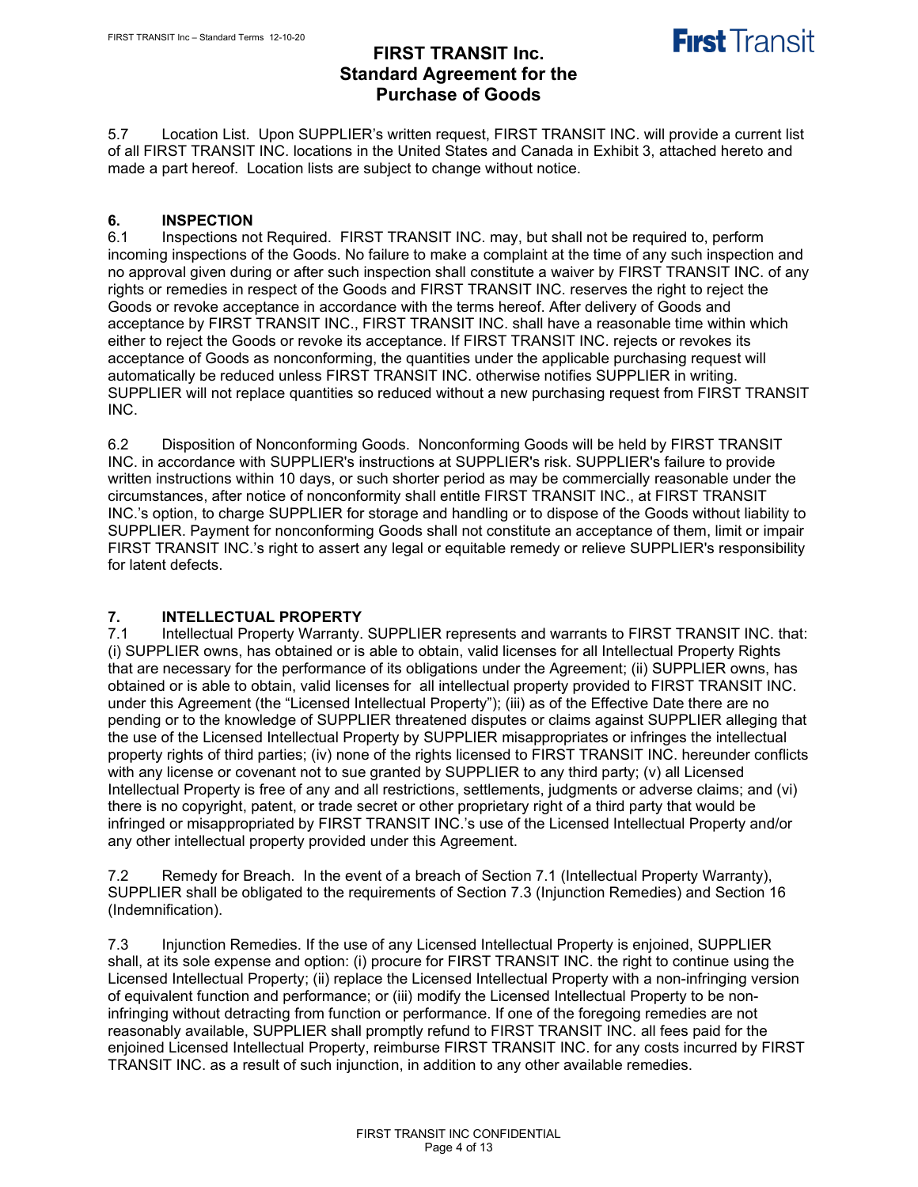5.7 Location List. Upon SUPPLIER's written request, FIRST TRANSIT INC. will provide a current list of all FIRST TRANSIT INC. locations in the United States and Canada in Exhibit 3, attached hereto and made a part hereof. Location lists are subject to change without notice.

## 6. INSPECTION

6.1 Inspections not Required. FIRST TRANSIT INC. may, but shall not be required to, perform incoming inspections of the Goods. No failure to make a complaint at the time of any such inspection and no approval given during or after such inspection shall constitute a waiver by FIRST TRANSIT INC. of any rights or remedies in respect of the Goods and FIRST TRANSIT INC. reserves the right to reject the Goods or revoke acceptance in accordance with the terms hereof. After delivery of Goods and acceptance by FIRST TRANSIT INC., FIRST TRANSIT INC. shall have a reasonable time within which either to reject the Goods or revoke its acceptance. If FIRST TRANSIT INC. rejects or revokes its acceptance of Goods as nonconforming, the quantities under the applicable purchasing request will automatically be reduced unless FIRST TRANSIT INC. otherwise notifies SUPPLIER in writing. SUPPLIER will not replace quantities so reduced without a new purchasing request from FIRST TRANSIT INC.

6.2 Disposition of Nonconforming Goods. Nonconforming Goods will be held by FIRST TRANSIT INC. in accordance with SUPPLIER's instructions at SUPPLIER's risk. SUPPLIER's failure to provide written instructions within 10 days, or such shorter period as may be commercially reasonable under the circumstances, after notice of nonconformity shall entitle FIRST TRANSIT INC., at FIRST TRANSIT INC.'s option, to charge SUPPLIER for storage and handling or to dispose of the Goods without liability to SUPPLIER. Payment for nonconforming Goods shall not constitute an acceptance of them, limit or impair FIRST TRANSIT INC.'s right to assert any legal or equitable remedy or relieve SUPPLIER's responsibility for latent defects.

## 7. INTELLECTUAL PROPERTY

7.1 Intellectual Property Warranty. SUPPLIER represents and warrants to FIRST TRANSIT INC. that: (i) SUPPLIER owns, has obtained or is able to obtain, valid licenses for all Intellectual Property Rights that are necessary for the performance of its obligations under the Agreement; (ii) SUPPLIER owns, has obtained or is able to obtain, valid licenses for all intellectual property provided to FIRST TRANSIT INC. under this Agreement (the "Licensed Intellectual Property"); (iii) as of the Effective Date there are no pending or to the knowledge of SUPPLIER threatened disputes or claims against SUPPLIER alleging that the use of the Licensed Intellectual Property by SUPPLIER misappropriates or infringes the intellectual property rights of third parties; (iv) none of the rights licensed to FIRST TRANSIT INC. hereunder conflicts with any license or covenant not to sue granted by SUPPLIER to any third party; (v) all Licensed Intellectual Property is free of any and all restrictions, settlements, judgments or adverse claims; and (vi) there is no copyright, patent, or trade secret or other proprietary right of a third party that would be infringed or misappropriated by FIRST TRANSIT INC.'s use of the Licensed Intellectual Property and/or any other intellectual property provided under this Agreement.

7.2 Remedy for Breach. In the event of a breach of Section 7.1 (Intellectual Property Warranty), SUPPLIER shall be obligated to the requirements of Section 7.3 (Injunction Remedies) and Section 16 (Indemnification).

7.3 Injunction Remedies. If the use of any Licensed Intellectual Property is enjoined, SUPPLIER shall, at its sole expense and option: (i) procure for FIRST TRANSIT INC. the right to continue using the Licensed Intellectual Property; (ii) replace the Licensed Intellectual Property with a non-infringing version of equivalent function and performance; or (iii) modify the Licensed Intellectual Property to be non-infringing without detracting from function or performance. If one of the foregoing remedies are not reasonably available, SUPPLIER shall promptly refund to FIRST TRANSIT INC. all fees paid for the enjoined Licensed Intellectual Property, reimburse FIRST TRANSIT INC. for any costs incurred by FIRST TRANSIT INC. as a result of such injunction, in addition to any other available remedies.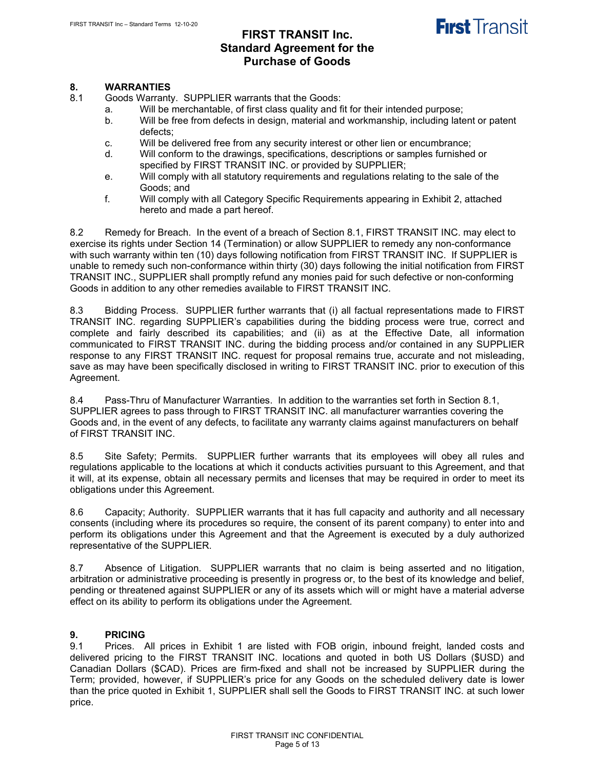## 8. WARRANTIES

8.1 Goods Warranty. SUPPLIER warrants that the Goods:

a. Will be merchantable, of first class quality and fit for their intended purpose;
b. Will be free from defects in design, material and workmanship, including latent or patent defects;
c. Will be delivered free from any security interest or other lien or encumbrance;
d. Will conform to the drawings, specifications, descriptions or samples furnished or specified by FIRST TRANSIT INC. or provided by SUPPLIER;
e. Will comply with all statutory requirements and regulations relating to the sale of the Goods; and
f. Will comply with all Category Specific Requirements appearing in Exhibit 2, attached hereto and made a part hereof.

8.2 Remedy for Breach. In the event of a breach of Section 8.1, FIRST TRANSIT INC. may elect to exercise its rights under Section 14 (Termination) or allow SUPPLIER to remedy any non-conformance with such warranty within ten (10) days following notification from FIRST TRANSIT INC. If SUPPLIER is unable to remedy such non-conformance within thirty (30) days following the initial notification from FIRST TRANSIT INC., SUPPLIER shall promptly refund any monies paid for such defective or non-conforming Goods in addition to any other remedies available to FIRST TRANSIT INC.

8.3 Bidding Process. SUPPLIER further warrants that (i) all factual representations made to FIRST TRANSIT INC. regarding SUPPLIER's capabilities during the bidding process were true, correct and complete and fairly described its capabilities; and (ii) as at the Effective Date, all information communicated to FIRST TRANSIT INC. during the bidding process and/or contained in any SUPPLIER response to any FIRST TRANSIT INC. request for proposal remains true, accurate and not misleading, save as may have been specifically disclosed in writing to FIRST TRANSIT INC. prior to execution of this Agreement.

8.4 Pass-Thru of Manufacturer Warranties. In addition to the warranties set forth in Section 8.1, SUPPLIER agrees to pass through to FIRST TRANSIT INC. all manufacturer warranties covering the Goods and, in the event of any defects, to facilitate any warranty claims against manufacturers on behalf of FIRST TRANSIT INC.

8.5 Site Safety; Permits. SUPPLIER further warrants that its employees will obey all rules and regulations applicable to the locations at which it conducts activities pursuant to this Agreement, and that it will, at its expense, obtain all necessary permits and licenses that may be required in order to meet its obligations under this Agreement.

8.6 Capacity; Authority. SUPPLIER warrants that it has full capacity and authority and all necessary consents (including where its procedures so require, the consent of its parent company) to enter into and perform its obligations under this Agreement and that the Agreement is executed by a duly authorized representative of the SUPPLIER.

8.7 Absence of Litigation. SUPPLIER warrants that no claim is being asserted and no litigation, arbitration or administrative proceeding is presently in progress or, to the best of its knowledge and belief, pending or threatened against SUPPLIER or any of its assets which will or might have a material adverse effect on its ability to perform its obligations under the Agreement.

## 9. PRICING

9.1 Prices. All prices in Exhibit 1 are listed with FOB origin, inbound freight, landed costs and delivered pricing to the FIRST TRANSIT INC. locations and quoted in both US Dollars ($USD) and Canadian Dollars ($CAD). Prices are firm-fixed and shall not be increased by SUPPLIER during the Term; provided, however, if SUPPLIER's price for any Goods on the scheduled delivery date is lower than the price quoted in Exhibit 1, SUPPLIER shall sell the Goods to FIRST TRANSIT INC. at such lower price.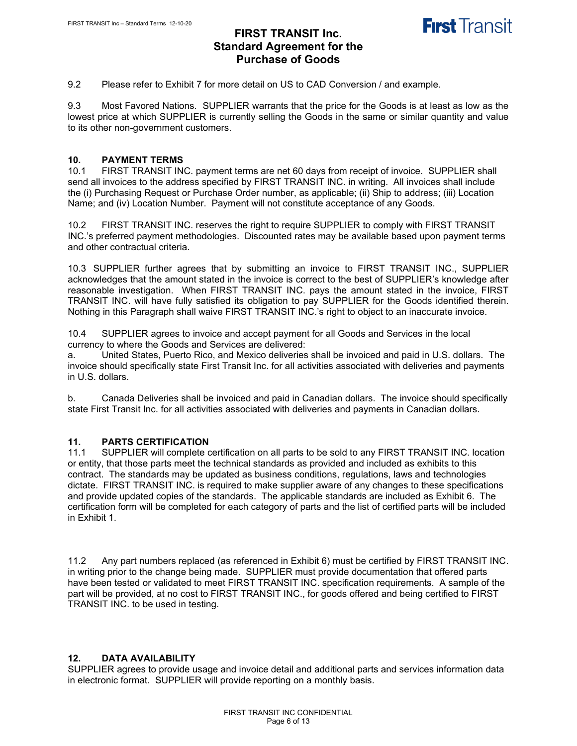9.2 Please refer to Exhibit 7 for more detail on US to CAD Conversion / and example.

9.3 Most Favored Nations. SUPPLIER warrants that the price for the Goods is at least as low as the lowest price at which SUPPLIER is currently selling the Goods in the same or similar quantity and value to its other non-government customers.

## 10. PAYMENT TERMS

10.1 FIRST TRANSIT INC. payment terms are net 60 days from receipt of invoice. SUPPLIER shall send all invoices to the address specified by FIRST TRANSIT INC. in writing. All invoices shall include the (i) Purchasing Request or Purchase Order number, as applicable; (ii) Ship to address; (iii) Location Name; and (iv) Location Number. Payment will not constitute acceptance of any Goods.

10.2 FIRST TRANSIT INC. reserves the right to require SUPPLIER to comply with FIRST TRANSIT INC.'s preferred payment methodologies. Discounted rates may be available based upon payment terms and other contractual criteria.

10.3 SUPPLIER further agrees that by submitting an invoice to FIRST TRANSIT INC., SUPPLIER acknowledges that the amount stated in the invoice is correct to the best of SUPPLIER's knowledge after reasonable investigation. When FIRST TRANSIT INC. pays the amount stated in the invoice, FIRST TRANSIT INC. will have fully satisfied its obligation to pay SUPPLIER for the Goods identified therein. Nothing in this Paragraph shall waive FIRST TRANSIT INC.'s right to object to an inaccurate invoice.

10.4 SUPPLIER agrees to invoice and accept payment for all Goods and Services in the local currency to where the Goods and Services are delivered:

a. United States, Puerto Rico, and Mexico deliveries shall be invoiced and paid in U.S. dollars. The invoice should specifically state First Transit Inc. for all activities associated with deliveries and payments in U.S. dollars.

b. Canada Deliveries shall be invoiced and paid in Canadian dollars. The invoice should specifically state First Transit Inc. for all activities associated with deliveries and payments in Canadian dollars.

## 11. PARTS CERTIFICATION

11.1 SUPPLIER will complete certification on all parts to be sold to any FIRST TRANSIT INC. location or entity, that those parts meet the technical standards as provided and included as exhibits to this contract. The standards may be updated as business conditions, regulations, laws and technologies dictate. FIRST TRANSIT INC. is required to make supplier aware of any changes to these specifications and provide updated copies of the standards. The applicable standards are included as Exhibit 6. The certification form will be completed for each category of parts and the list of certified parts will be included in Exhibit 1.

11.2 Any part numbers replaced (as referenced in Exhibit 6) must be certified by FIRST TRANSIT INC. in writing prior to the change being made. SUPPLIER must provide documentation that offered parts have been tested or validated to meet FIRST TRANSIT INC. specification requirements. A sample of the part will be provided, at no cost to FIRST TRANSIT INC., for goods offered and being certified to FIRST TRANSIT INC. to be used in testing.

## 12. DATA AVAILABILITY

SUPPLIER agrees to provide usage and invoice detail and additional parts and services information data in electronic format. SUPPLIER will provide reporting on a monthly basis.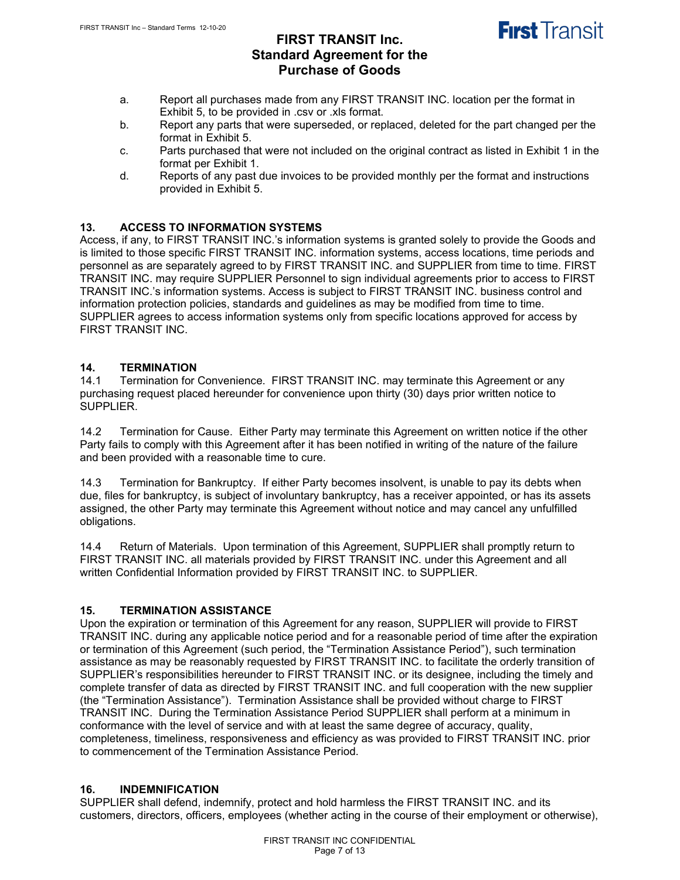a. Report all purchases made from any FIRST TRANSIT INC. location per the format in Exhibit 5, to be provided in .csv or .xls format.
b. Report any parts that were superseded, or replaced, deleted for the part changed per the format in Exhibit 5.
c. Parts purchased that were not included on the original contract as listed in Exhibit 1 in the format per Exhibit 1.
d. Reports of any past due invoices to be provided monthly per the format and instructions provided in Exhibit 5.

## 13. ACCESS TO INFORMATION SYSTEMS

Access, if any, to FIRST TRANSIT INC.'s information systems is granted solely to provide the Goods and is limited to those specific FIRST TRANSIT INC. information systems, access locations, time periods and personnel as are separately agreed to by FIRST TRANSIT INC. and SUPPLIER from time to time. FIRST TRANSIT INC. may require SUPPLIER Personnel to sign individual agreements prior to access to FIRST TRANSIT INC.'s information systems. Access is subject to FIRST TRANSIT INC. business control and information protection policies, standards and guidelines as may be modified from time to time. SUPPLIER agrees to access information systems only from specific locations approved for access by FIRST TRANSIT INC.

## 14. TERMINATION

14.1 Termination for Convenience. FIRST TRANSIT INC. may terminate this Agreement or any purchasing request placed hereunder for convenience upon thirty (30) days prior written notice to SUPPLIER.

14.2 Termination for Cause. Either Party may terminate this Agreement on written notice if the other Party fails to comply with this Agreement after it has been notified in writing of the nature of the failure and been provided with a reasonable time to cure.

14.3 Termination for Bankruptcy. If either Party becomes insolvent, is unable to pay its debts when due, files for bankruptcy, is subject of involuntary bankruptcy, has a receiver appointed, or has its assets assigned, the other Party may terminate this Agreement without notice and may cancel any unfulfilled obligations.

14.4 Return of Materials. Upon termination of this Agreement, SUPPLIER shall promptly return to FIRST TRANSIT INC. all materials provided by FIRST TRANSIT INC. under this Agreement and all written Confidential Information provided by FIRST TRANSIT INC. to SUPPLIER.

## 15. TERMINATION ASSISTANCE

Upon the expiration or termination of this Agreement for any reason, SUPPLIER will provide to FIRST TRANSIT INC. during any applicable notice period and for a reasonable period of time after the expiration or termination of this Agreement (such period, the "Termination Assistance Period"), such termination assistance as may be reasonably requested by FIRST TRANSIT INC. to facilitate the orderly transition of SUPPLIER's responsibilities hereunder to FIRST TRANSIT INC. or its designee, including the timely and complete transfer of data as directed by FIRST TRANSIT INC. and full cooperation with the new supplier (the "Termination Assistance"). Termination Assistance shall be provided without charge to FIRST TRANSIT INC. During the Termination Assistance Period SUPPLIER shall perform at a minimum in conformance with the level of service and with at least the same degree of accuracy, quality, completeness, timeliness, responsiveness and efficiency as was provided to FIRST TRANSIT INC. prior to commencement of the Termination Assistance Period.

## 16. INDEMNIFICATION

SUPPLIER shall defend, indemnify, protect and hold harmless the FIRST TRANSIT INC. and its customers, directors, officers, employees (whether acting in the course of their employment or otherwise),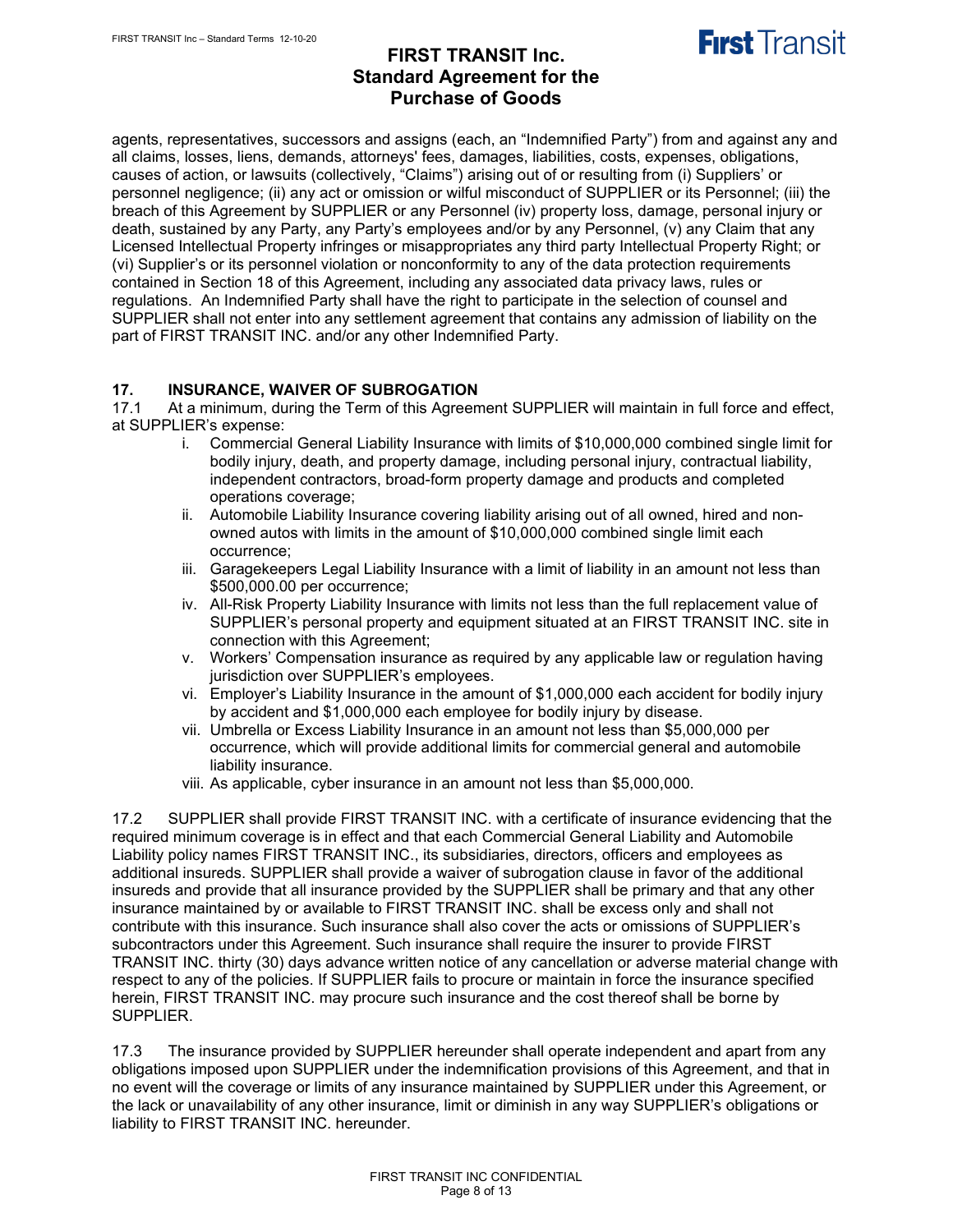agents, representatives, successors and assigns (each, an "Indemnified Party") from and against any and all claims, losses, liens, demands, attorneys' fees, damages, liabilities, costs, expenses, obligations, causes of action, or lawsuits (collectively, "Claims") arising out of or resulting from (i) Suppliers' or personnel negligence; (ii) any act or omission or wilful misconduct of SUPPLIER or its Personnel; (iii) the breach of this Agreement by SUPPLIER or any Personnel (iv) property loss, damage, personal injury or death, sustained by any Party, any Party's employees and/or by any Personnel, (v) any Claim that any Licensed Intellectual Property infringes or misappropriates any third party Intellectual Property Right; or (vi) Supplier's or its personnel violation or nonconformity to any of the data protection requirements contained in Section 18 of this Agreement, including any associated data privacy laws, rules or regulations. An Indemnified Party shall have the right to participate in the selection of counsel and SUPPLIER shall not enter into any settlement agreement that contains any admission of liability on the part of FIRST TRANSIT INC. and/or any other Indemnified Party.

## 17. INSURANCE, WAIVER OF SUBROGATION

17.1 At a minimum, during the Term of this Agreement SUPPLIER will maintain in full force and effect, at SUPPLIER's expense:

i. Commercial General Liability Insurance with limits of $10,000,000 combined single limit for bodily injury, death, and property damage, including personal injury, contractual liability, independent contractors, broad-form property damage and products and completed operations coverage;
ii. Automobile Liability Insurance covering liability arising out of all owned, hired and non-owned autos with limits in the amount of $10,000,000 combined single limit each occurrence;
iii. Garagekeepers Legal Liability Insurance with a limit of liability in an amount not less than $500,000.00 per occurrence;
iv. All-Risk Property Liability Insurance with limits not less than the full replacement value of SUPPLIER's personal property and equipment situated at an FIRST TRANSIT INC. site in connection with this Agreement;
v. Workers' Compensation insurance as required by any applicable law or regulation having jurisdiction over SUPPLIER's employees.
vi. Employer's Liability Insurance in the amount of $1,000,000 each accident for bodily injury by accident and $1,000,000 each employee for bodily injury by disease.
vii. Umbrella or Excess Liability Insurance in an amount not less than $5,000,000 per occurrence, which will provide additional limits for commercial general and automobile liability insurance.
viii. As applicable, cyber insurance in an amount not less than $5,000,000.

17.2 SUPPLIER shall provide FIRST TRANSIT INC. with a certificate of insurance evidencing that the required minimum coverage is in effect and that each Commercial General Liability and Automobile Liability policy names FIRST TRANSIT INC., its subsidiaries, directors, officers and employees as additional insureds. SUPPLIER shall provide a waiver of subrogation clause in favor of the additional insureds and provide that all insurance provided by the SUPPLIER shall be primary and that any other insurance maintained by or available to FIRST TRANSIT INC. shall be excess only and shall not contribute with this insurance. Such insurance shall also cover the acts or omissions of SUPPLIER's subcontractors under this Agreement. Such insurance shall require the insurer to provide FIRST TRANSIT INC. thirty (30) days advance written notice of any cancellation or adverse material change with respect to any of the policies. If SUPPLIER fails to procure or maintain in force the insurance specified herein, FIRST TRANSIT INC. may procure such insurance and the cost thereof shall be borne by SUPPLIER.

17.3 The insurance provided by SUPPLIER hereunder shall operate independent and apart from any obligations imposed upon SUPPLIER under the indemnification provisions of this Agreement, and that in no event will the coverage or limits of any insurance maintained by SUPPLIER under this Agreement, or the lack or unavailability of any other insurance, limit or diminish in any way SUPPLIER's obligations or liability to FIRST TRANSIT INC. hereunder.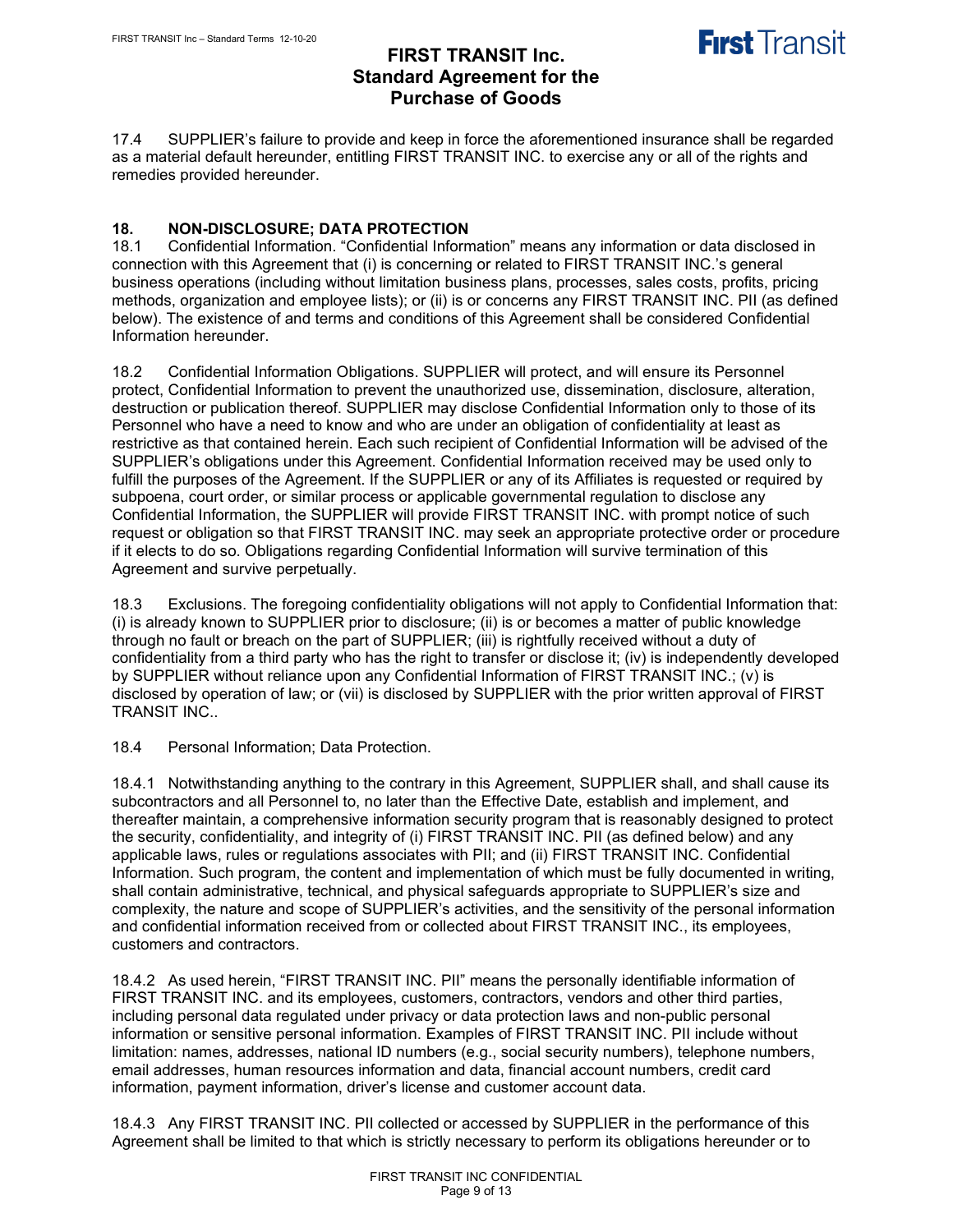17.4 SUPPLIER's failure to provide and keep in force the aforementioned insurance shall be regarded as a material default hereunder, entitling FIRST TRANSIT INC. to exercise any or all of the rights and remedies provided hereunder.

## 18. NON-DISCLOSURE; DATA PROTECTION

18.1 Confidential Information. "Confidential Information" means any information or data disclosed in connection with this Agreement that (i) is concerning or related to FIRST TRANSIT INC.'s general business operations (including without limitation business plans, processes, sales costs, profits, pricing methods, organization and employee lists); or (ii) is or concerns any FIRST TRANSIT INC. PII (as defined below). The existence of and terms and conditions of this Agreement shall be considered Confidential Information hereunder.

18.2 Confidential Information Obligations. SUPPLIER will protect, and will ensure its Personnel protect, Confidential Information to prevent the unauthorized use, dissemination, disclosure, alteration, destruction or publication thereof. SUPPLIER may disclose Confidential Information only to those of its Personnel who have a need to know and who are under an obligation of confidentiality at least as restrictive as that contained herein. Each such recipient of Confidential Information will be advised of the SUPPLIER's obligations under this Agreement. Confidential Information received may be used only to fulfill the purposes of the Agreement. If the SUPPLIER or any of its Affiliates is requested or required by subpoena, court order, or similar process or applicable governmental regulation to disclose any Confidential Information, the SUPPLIER will provide FIRST TRANSIT INC. with prompt notice of such request or obligation so that FIRST TRANSIT INC. may seek an appropriate protective order or procedure if it elects to do so. Obligations regarding Confidential Information will survive termination of this Agreement and survive perpetually.

18.3 Exclusions. The foregoing confidentiality obligations will not apply to Confidential Information that: (i) is already known to SUPPLIER prior to disclosure; (ii) is or becomes a matter of public knowledge through no fault or breach on the part of SUPPLIER; (iii) is rightfully received without a duty of confidentiality from a third party who has the right to transfer or disclose it; (iv) is independently developed by SUPPLIER without reliance upon any Confidential Information of FIRST TRANSIT INC.; (v) is disclosed by operation of law; or (vii) is disclosed by SUPPLIER with the prior written approval of FIRST TRANSIT INC..

18.4 Personal Information; Data Protection.

18.4.1 Notwithstanding anything to the contrary in this Agreement, SUPPLIER shall, and shall cause its subcontractors and all Personnel to, no later than the Effective Date, establish and implement, and thereafter maintain, a comprehensive information security program that is reasonably designed to protect the security, confidentiality, and integrity of (i) FIRST TRANSIT INC. PII (as defined below) and any applicable laws, rules or regulations associates with PII; and (ii) FIRST TRANSIT INC. Confidential Information. Such program, the content and implementation of which must be fully documented in writing, shall contain administrative, technical, and physical safeguards appropriate to SUPPLIER's size and complexity, the nature and scope of SUPPLIER's activities, and the sensitivity of the personal information and confidential information received from or collected about FIRST TRANSIT INC., its employees, customers and contractors.

18.4.2 As used herein, "FIRST TRANSIT INC. PII" means the personally identifiable information of FIRST TRANSIT INC. and its employees, customers, contractors, vendors and other third parties, including personal data regulated under privacy or data protection laws and non-public personal information or sensitive personal information. Examples of FIRST TRANSIT INC. PII include without limitation: names, addresses, national ID numbers (e.g., social security numbers), telephone numbers, email addresses, human resources information and data, financial account numbers, credit card information, payment information, driver's license and customer account data.

18.4.3 Any FIRST TRANSIT INC. PII collected or accessed by SUPPLIER in the performance of this Agreement shall be limited to that which is strictly necessary to perform its obligations hereunder or to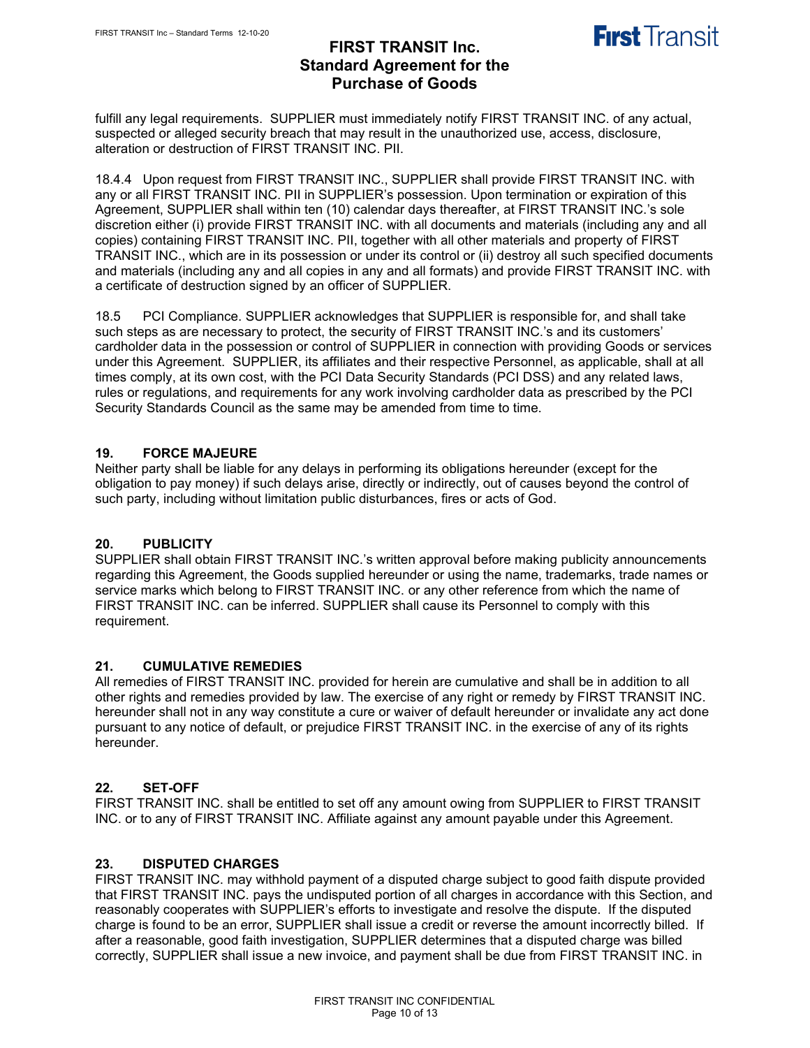fulfill any legal requirements. SUPPLIER must immediately notify FIRST TRANSIT INC. of any actual, suspected or alleged security breach that may result in the unauthorized use, access, disclosure, alteration or destruction of FIRST TRANSIT INC. PII.

18.4.4 Upon request from FIRST TRANSIT INC., SUPPLIER shall provide FIRST TRANSIT INC. with any or all FIRST TRANSIT INC. PII in SUPPLIER's possession. Upon termination or expiration of this Agreement, SUPPLIER shall within ten (10) calendar days thereafter, at FIRST TRANSIT INC.'s sole discretion either (i) provide FIRST TRANSIT INC. with all documents and materials (including any and all copies) containing FIRST TRANSIT INC. PII, together with all other materials and property of FIRST TRANSIT INC., which are in its possession or under its control or (ii) destroy all such specified documents and materials (including any and all copies in any and all formats) and provide FIRST TRANSIT INC. with a certificate of destruction signed by an officer of SUPPLIER.

18.5 PCI Compliance. SUPPLIER acknowledges that SUPPLIER is responsible for, and shall take such steps as are necessary to protect, the security of FIRST TRANSIT INC.'s and its customers' cardholder data in the possession or control of SUPPLIER in connection with providing Goods or services under this Agreement. SUPPLIER, its affiliates and their respective Personnel, as applicable, shall at all times comply, at its own cost, with the PCI Data Security Standards (PCI DSS) and any related laws, rules or regulations, and requirements for any work involving cardholder data as prescribed by the PCI Security Standards Council as the same may be amended from time to time.

## 19. FORCE MAJEURE

Neither party shall be liable for any delays in performing its obligations hereunder (except for the obligation to pay money) if such delays arise, directly or indirectly, out of causes beyond the control of such party, including without limitation public disturbances, fires or acts of God.

## 20. PUBLICITY

SUPPLIER shall obtain FIRST TRANSIT INC.'s written approval before making publicity announcements regarding this Agreement, the Goods supplied hereunder or using the name, trademarks, trade names or service marks which belong to FIRST TRANSIT INC. or any other reference from which the name of FIRST TRANSIT INC. can be inferred. SUPPLIER shall cause its Personnel to comply with this requirement.

## 21. CUMULATIVE REMEDIES

All remedies of FIRST TRANSIT INC. provided for herein are cumulative and shall be in addition to all other rights and remedies provided by law. The exercise of any right or remedy by FIRST TRANSIT INC. hereunder shall not in any way constitute a cure or waiver of default hereunder or invalidate any act done pursuant to any notice of default, or prejudice FIRST TRANSIT INC. in the exercise of any of its rights hereunder.

## 22. SET-OFF

FIRST TRANSIT INC. shall be entitled to set off any amount owing from SUPPLIER to FIRST TRANSIT INC. or to any of FIRST TRANSIT INC. Affiliate against any amount payable under this Agreement.

## 23. DISPUTED CHARGES

FIRST TRANSIT INC. may withhold payment of a disputed charge subject to good faith dispute provided that FIRST TRANSIT INC. pays the undisputed portion of all charges in accordance with this Section, and reasonably cooperates with SUPPLIER's efforts to investigate and resolve the dispute. If the disputed charge is found to be an error, SUPPLIER shall issue a credit or reverse the amount incorrectly billed. If after a reasonable, good faith investigation, SUPPLIER determines that a disputed charge was billed correctly, SUPPLIER shall issue a new invoice, and payment shall be due from FIRST TRANSIT INC. in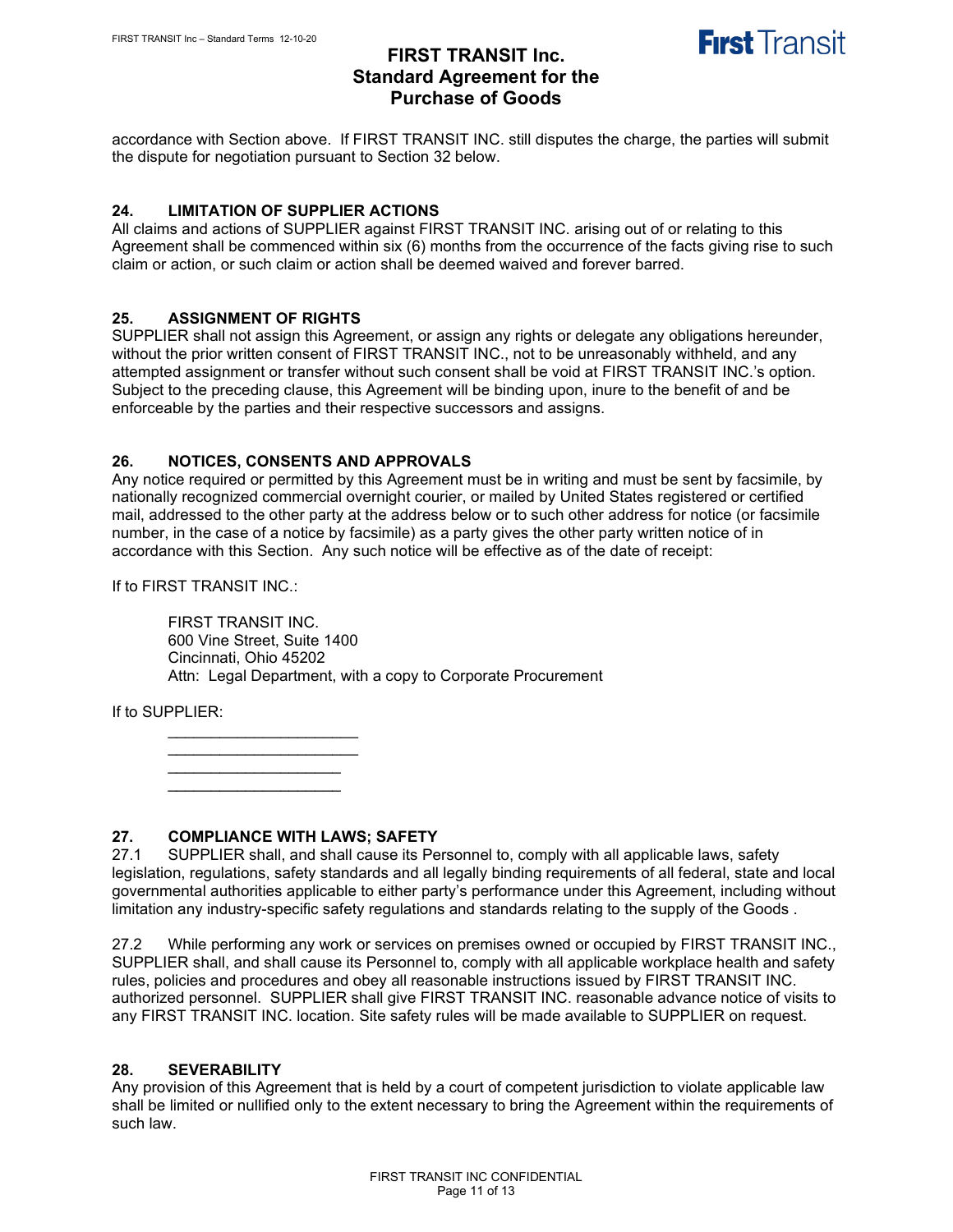accordance with Section above. If FIRST TRANSIT INC. still disputes the charge, the parties will submit the dispute for negotiation pursuant to Section 32 below.

## 24. LIMITATION OF SUPPLIER ACTIONS

All claims and actions of SUPPLIER against FIRST TRANSIT INC. arising out of or relating to this Agreement shall be commenced within six (6) months from the occurrence of the facts giving rise to such claim or action, or such claim or action shall be deemed waived and forever barred.

## 25. ASSIGNMENT OF RIGHTS

SUPPLIER shall not assign this Agreement, or assign any rights or delegate any obligations hereunder, without the prior written consent of FIRST TRANSIT INC., not to be unreasonably withheld, and any attempted assignment or transfer without such consent shall be void at FIRST TRANSIT INC.'s option. Subject to the preceding clause, this Agreement will be binding upon, inure to the benefit of and be enforceable by the parties and their respective successors and assigns.

## 26. NOTICES, CONSENTS AND APPROVALS

Any notice required or permitted by this Agreement must be in writing and must be sent by facsimile, by nationally recognized commercial overnight courier, or mailed by United States registered or certified mail, addressed to the other party at the address below or to such other address for notice (or facsimile number, in the case of a notice by facsimile) as a party gives the other party written notice of in accordance with this Section. Any such notice will be effective as of the date of receipt:

If to FIRST TRANSIT INC.:

FIRST TRANSIT INC.
600 Vine Street, Suite 1400
Cincinnati, Ohio 45202
Attn: Legal Department, with a copy to Corporate Procurement

If to SUPPLIER:

______________________
______________________
____________________
____________________

## 27. COMPLIANCE WITH LAWS; SAFETY

27.1 SUPPLIER shall, and shall cause its Personnel to, comply with all applicable laws, safety legislation, regulations, safety standards and all legally binding requirements of all federal, state and local governmental authorities applicable to either party's performance under this Agreement, including without limitation any industry-specific safety regulations and standards relating to the supply of the Goods .

27.2 While performing any work or services on premises owned or occupied by FIRST TRANSIT INC., SUPPLIER shall, and shall cause its Personnel to, comply with all applicable workplace health and safety rules, policies and procedures and obey all reasonable instructions issued by FIRST TRANSIT INC. authorized personnel. SUPPLIER shall give FIRST TRANSIT INC. reasonable advance notice of visits to any FIRST TRANSIT INC. location. Site safety rules will be made available to SUPPLIER on request.

## 28. SEVERABILITY

Any provision of this Agreement that is held by a court of competent jurisdiction to violate applicable law shall be limited or nullified only to the extent necessary to bring the Agreement within the requirements of such law.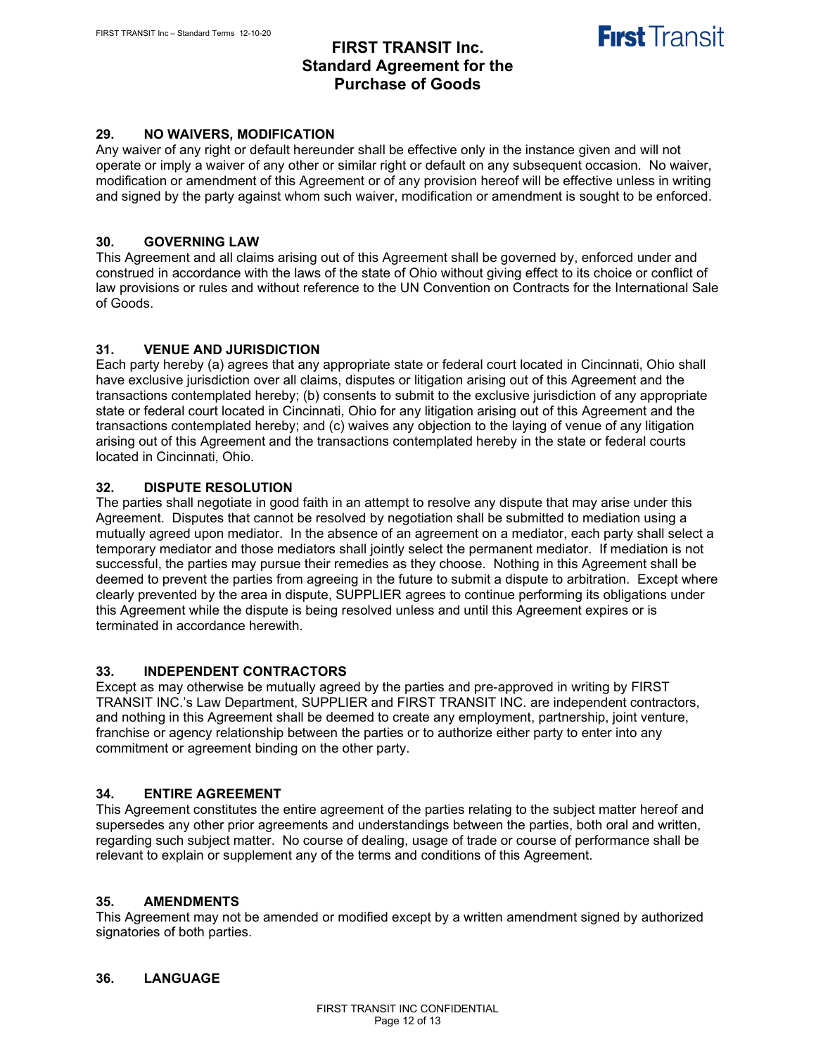## 29. NO WAIVERS, MODIFICATION

Any waiver of any right or default hereunder shall be effective only in the instance given and will not operate or imply a waiver of any other or similar right or default on any subsequent occasion. No waiver, modification or amendment of this Agreement or of any provision hereof will be effective unless in writing and signed by the party against whom such waiver, modification or amendment is sought to be enforced.

## 30. GOVERNING LAW

This Agreement and all claims arising out of this Agreement shall be governed by, enforced under and construed in accordance with the laws of the state of Ohio without giving effect to its choice or conflict of law provisions or rules and without reference to the UN Convention on Contracts for the International Sale of Goods.

## 31. VENUE AND JURISDICTION

Each party hereby (a) agrees that any appropriate state or federal court located in Cincinnati, Ohio shall have exclusive jurisdiction over all claims, disputes or litigation arising out of this Agreement and the transactions contemplated hereby; (b) consents to submit to the exclusive jurisdiction of any appropriate state or federal court located in Cincinnati, Ohio for any litigation arising out of this Agreement and the transactions contemplated hereby; and (c) waives any objection to the laying of venue of any litigation arising out of this Agreement and the transactions contemplated hereby in the state or federal courts located in Cincinnati, Ohio.

## 32. DISPUTE RESOLUTION

The parties shall negotiate in good faith in an attempt to resolve any dispute that may arise under this Agreement. Disputes that cannot be resolved by negotiation shall be submitted to mediation using a mutually agreed upon mediator. In the absence of an agreement on a mediator, each party shall select a temporary mediator and those mediators shall jointly select the permanent mediator. If mediation is not successful, the parties may pursue their remedies as they choose. Nothing in this Agreement shall be deemed to prevent the parties from agreeing in the future to submit a dispute to arbitration. Except where clearly prevented by the area in dispute, SUPPLIER agrees to continue performing its obligations under this Agreement while the dispute is being resolved unless and until this Agreement expires or is terminated in accordance herewith.

## 33. INDEPENDENT CONTRACTORS

Except as may otherwise be mutually agreed by the parties and pre-approved in writing by FIRST TRANSIT INC.'s Law Department, SUPPLIER and FIRST TRANSIT INC. are independent contractors, and nothing in this Agreement shall be deemed to create any employment, partnership, joint venture, franchise or agency relationship between the parties or to authorize either party to enter into any commitment or agreement binding on the other party.

## 34. ENTIRE AGREEMENT

This Agreement constitutes the entire agreement of the parties relating to the subject matter hereof and supersedes any other prior agreements and understandings between the parties, both oral and written, regarding such subject matter. No course of dealing, usage of trade or course of performance shall be relevant to explain or supplement any of the terms and conditions of this Agreement.

## 35. AMENDMENTS

This Agreement may not be amended or modified except by a written amendment signed by authorized signatories of both parties.

## 36. LANGUAGE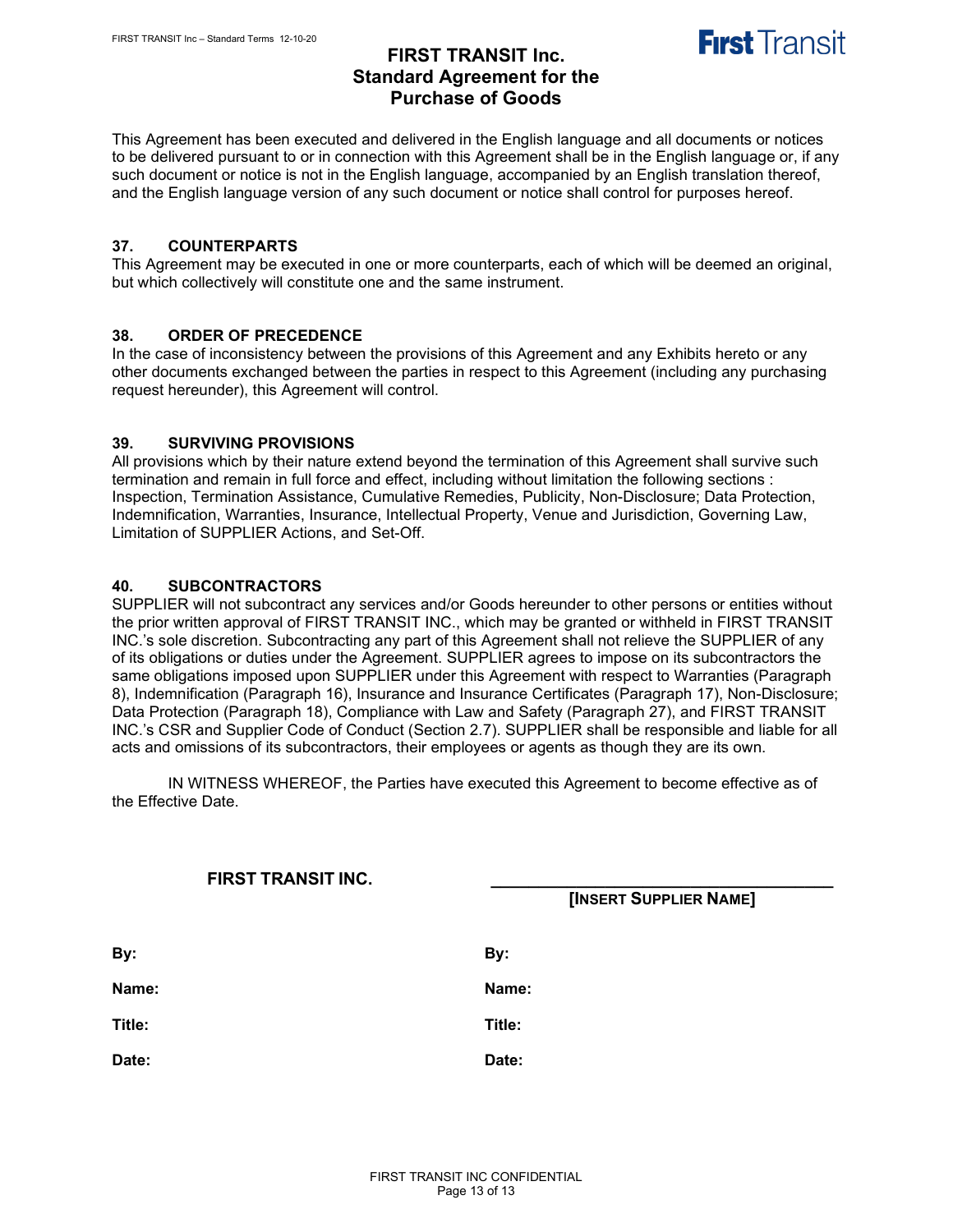This Agreement has been executed and delivered in the English language and all documents or notices to be delivered pursuant to or in connection with this Agreement shall be in the English language or, if any such document or notice is not in the English language, accompanied by an English translation thereof, and the English language version of any such document or notice shall control for purposes hereof.

### 37. COUNTERPARTS

This Agreement may be executed in one or more counterparts, each of which will be deemed an original, but which collectively will constitute one and the same instrument.

### 38. ORDER OF PRECEDENCE

In the case of inconsistency between the provisions of this Agreement and any Exhibits hereto or any other documents exchanged between the parties in respect to this Agreement (including any purchasing request hereunder), this Agreement will control.

### 39. SURVIVING PROVISIONS

All provisions which by their nature extend beyond the termination of this Agreement shall survive such termination and remain in full force and effect, including without limitation the following sections : Inspection, Termination Assistance, Cumulative Remedies, Publicity, Non-Disclosure; Data Protection, Indemnification, Warranties, Insurance, Intellectual Property, Venue and Jurisdiction, Governing Law, Limitation of SUPPLIER Actions, and Set-Off.

### 40. SUBCONTRACTORS

SUPPLIER will not subcontract any services and/or Goods hereunder to other persons or entities without the prior written approval of FIRST TRANSIT INC., which may be granted or withheld in FIRST TRANSIT INC.'s sole discretion. Subcontracting any part of this Agreement shall not relieve the SUPPLIER of any of its obligations or duties under the Agreement. SUPPLIER agrees to impose on its subcontractors the same obligations imposed upon SUPPLIER under this Agreement with respect to Warranties (Paragraph 8), Indemnification (Paragraph 16), Insurance and Insurance Certificates (Paragraph 17), Non-Disclosure; Data Protection (Paragraph 18), Compliance with Law and Safety (Paragraph 27), and FIRST TRANSIT INC.'s CSR and Supplier Code of Conduct (Section 2.7). SUPPLIER shall be responsible and liable for all acts and omissions of its subcontractors, their employees or agents as though they are its own.

IN WITNESS WHEREOF, the Parties have executed this Agreement to become effective as of the Effective Date.

| **FIRST TRANSIT INC.** | ______________________________ **[INSERT SUPPLIER NAME]** |
|---|---|
| **By:** | **By:** |
| **Name:** | **Name:** |
| **Title:** | **Title:** |
| **Date:** | **Date:** |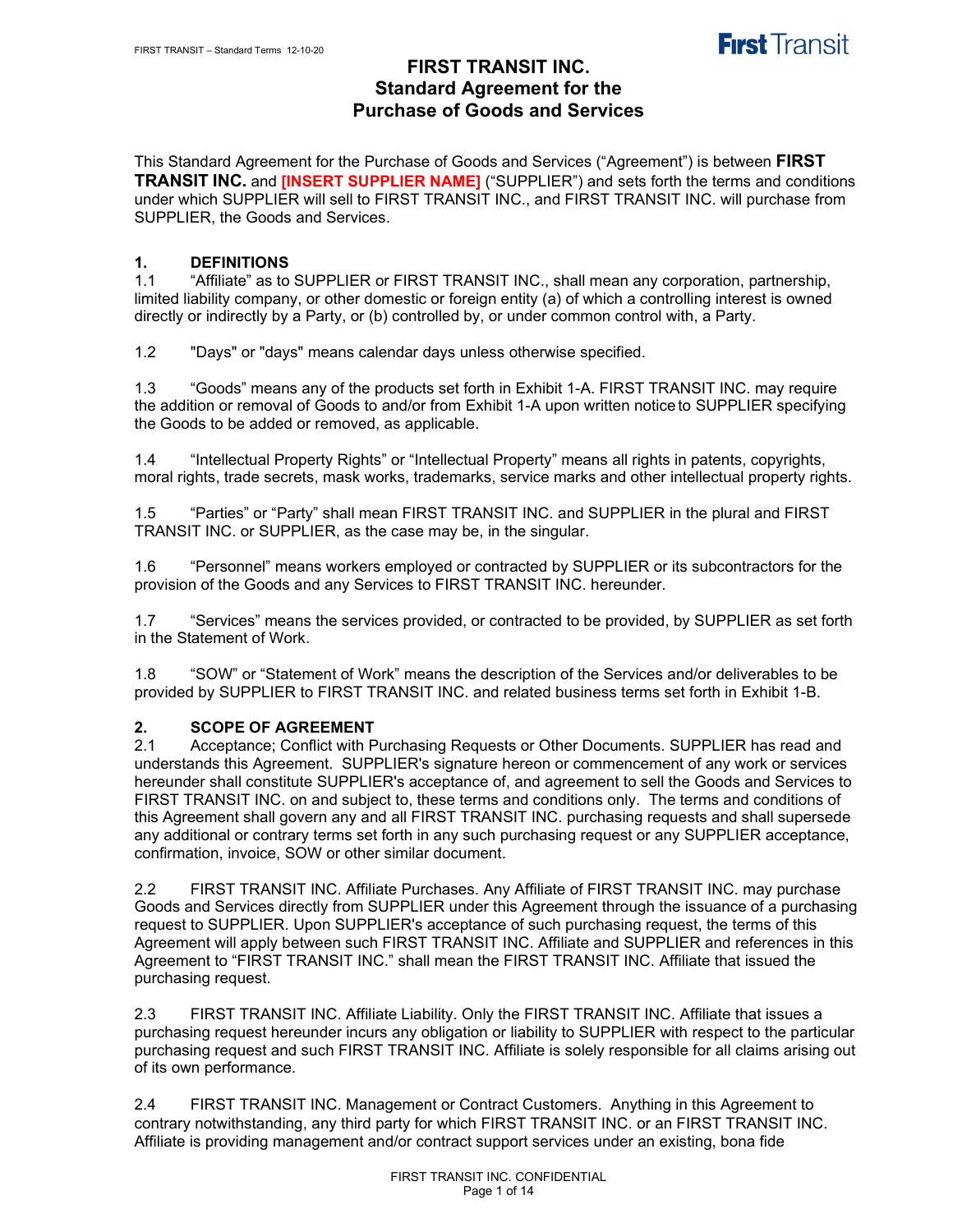# FIRST TRANSIT INC.
# Standard Agreement for the Purchase of Goods and Services

This Standard Agreement for the Purchase of Goods and Services ("Agreement") is between **FIRST TRANSIT INC.** and **[INSERT SUPPLIER NAME]** ("SUPPLIER") and sets forth the terms and conditions under which SUPPLIER will sell to FIRST TRANSIT INC., and FIRST TRANSIT INC. will purchase from SUPPLIER, the Goods and Services.

## 1. DEFINITIONS

1.1 "Affiliate" as to SUPPLIER or FIRST TRANSIT INC., shall mean any corporation, partnership, limited liability company, or other domestic or foreign entity (a) of which a controlling interest is owned directly or indirectly by a Party, or (b) controlled by, or under common control with, a Party.

1.2 "Days" or "days" means calendar days unless otherwise specified.

1.3 "Goods" means any of the products set forth in Exhibit 1-A. FIRST TRANSIT INC. may require the addition or removal of Goods to and/or from Exhibit 1-A upon written notice to SUPPLIER specifying the Goods to be added or removed, as applicable.

1.4 "Intellectual Property Rights" or "Intellectual Property" means all rights in patents, copyrights, moral rights, trade secrets, mask works, trademarks, service marks and other intellectual property rights.

1.5 "Parties" or "Party" shall mean FIRST TRANSIT INC. and SUPPLIER in the plural and FIRST TRANSIT INC. or SUPPLIER, as the case may be, in the singular.

1.6 "Personnel" means workers employed or contracted by SUPPLIER or its subcontractors for the provision of the Goods and any Services to FIRST TRANSIT INC. hereunder.

1.7 "Services" means the services provided, or contracted to be provided, by SUPPLIER as set forth in the Statement of Work.

1.8 "SOW" or "Statement of Work" means the description of the Services and/or deliverables to be provided by SUPPLIER to FIRST TRANSIT INC. and related business terms set forth in Exhibit 1-B.

## 2. SCOPE OF AGREEMENT

2.1 Acceptance; Conflict with Purchasing Requests or Other Documents. SUPPLIER has read and understands this Agreement. SUPPLIER's signature hereon or commencement of any work or services hereunder shall constitute SUPPLIER's acceptance of, and agreement to sell the Goods and Services to FIRST TRANSIT INC. on and subject to, these terms and conditions only. The terms and conditions of this Agreement shall govern any and all FIRST TRANSIT INC. purchasing requests and shall supersede any additional or contrary terms set forth in any such purchasing request or any SUPPLIER acceptance, confirmation, invoice, SOW or other similar document.

2.2 FIRST TRANSIT INC. Affiliate Purchases. Any Affiliate of FIRST TRANSIT INC. may purchase Goods and Services directly from SUPPLIER under this Agreement through the issuance of a purchasing request to SUPPLIER. Upon SUPPLIER's acceptance of such purchasing request, the terms of this Agreement will apply between such FIRST TRANSIT INC. Affiliate and SUPPLIER and references in this Agreement to "FIRST TRANSIT INC." shall mean the FIRST TRANSIT INC. Affiliate that issued the purchasing request.

2.3 FIRST TRANSIT INC. Affiliate Liability. Only the FIRST TRANSIT INC. Affiliate that issues a purchasing request hereunder incurs any obligation or liability to SUPPLIER with respect to the particular purchasing request and such FIRST TRANSIT INC. Affiliate is solely responsible for all claims arising out of its own performance.

2.4 FIRST TRANSIT INC. Management or Contract Customers. Anything in this Agreement to contrary notwithstanding, any third party for which FIRST TRANSIT INC. or an FIRST TRANSIT INC. Affiliate is providing management and/or contract support services under an existing, bona fide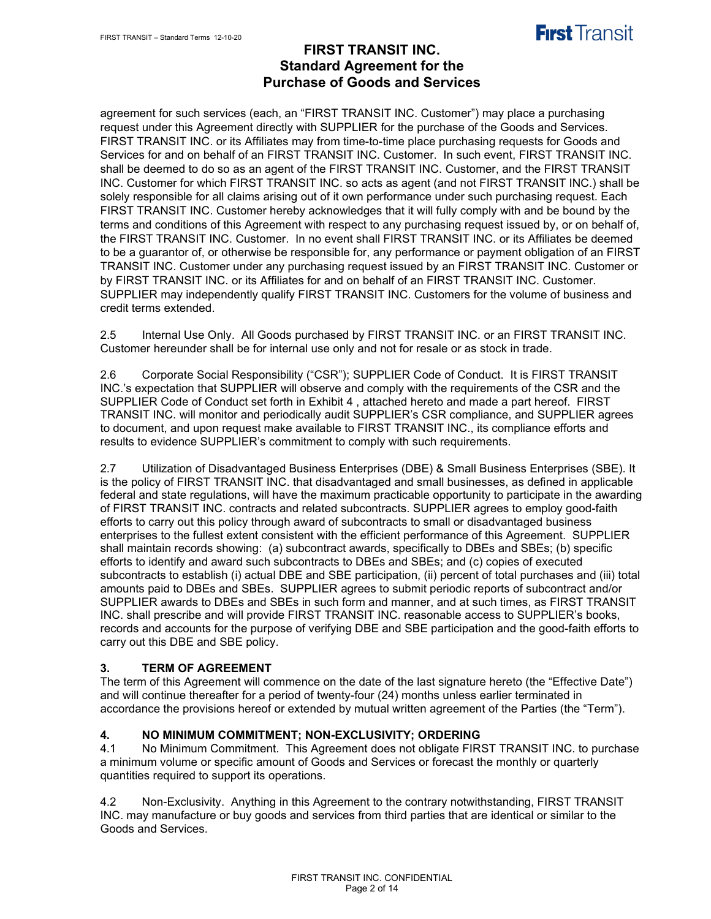agreement for such services (each, an "FIRST TRANSIT INC. Customer") may place a purchasing request under this Agreement directly with SUPPLIER for the purchase of the Goods and Services. FIRST TRANSIT INC. or its Affiliates may from time-to-time place purchasing requests for Goods and Services for and on behalf of an FIRST TRANSIT INC. Customer. In such event, FIRST TRANSIT INC. shall be deemed to do so as an agent of the FIRST TRANSIT INC. Customer, and the FIRST TRANSIT INC. Customer for which FIRST TRANSIT INC. so acts as agent (and not FIRST TRANSIT INC.) shall be solely responsible for all claims arising out of it own performance under such purchasing request. Each FIRST TRANSIT INC. Customer hereby acknowledges that it will fully comply with and be bound by the terms and conditions of this Agreement with respect to any purchasing request issued by, or on behalf of, the FIRST TRANSIT INC. Customer. In no event shall FIRST TRANSIT INC. or its Affiliates be deemed to be a guarantor of, or otherwise be responsible for, any performance or payment obligation of an FIRST TRANSIT INC. Customer under any purchasing request issued by an FIRST TRANSIT INC. Customer or by FIRST TRANSIT INC. or its Affiliates for and on behalf of an FIRST TRANSIT INC. Customer. SUPPLIER may independently qualify FIRST TRANSIT INC. Customers for the volume of business and credit terms extended.

2.5 Internal Use Only. All Goods purchased by FIRST TRANSIT INC. or an FIRST TRANSIT INC. Customer hereunder shall be for internal use only and not for resale or as stock in trade.

2.6 Corporate Social Responsibility ("CSR"); SUPPLIER Code of Conduct. It is FIRST TRANSIT INC.'s expectation that SUPPLIER will observe and comply with the requirements of the CSR and the SUPPLIER Code of Conduct set forth in Exhibit 4 , attached hereto and made a part hereof. FIRST TRANSIT INC. will monitor and periodically audit SUPPLIER's CSR compliance, and SUPPLIER agrees to document, and upon request make available to FIRST TRANSIT INC., its compliance efforts and results to evidence SUPPLIER's commitment to comply with such requirements.

2.7 Utilization of Disadvantaged Business Enterprises (DBE) & Small Business Enterprises (SBE). It is the policy of FIRST TRANSIT INC. that disadvantaged and small businesses, as defined in applicable federal and state regulations, will have the maximum practicable opportunity to participate in the awarding of FIRST TRANSIT INC. contracts and related subcontracts. SUPPLIER agrees to employ good-faith efforts to carry out this policy through award of subcontracts to small or disadvantaged business enterprises to the fullest extent consistent with the efficient performance of this Agreement. SUPPLIER shall maintain records showing: (a) subcontract awards, specifically to DBEs and SBEs; (b) specific efforts to identify and award such subcontracts to DBEs and SBEs; and (c) copies of executed subcontracts to establish (i) actual DBE and SBE participation, (ii) percent of total purchases and (iii) total amounts paid to DBEs and SBEs. SUPPLIER agrees to submit periodic reports of subcontract and/or SUPPLIER awards to DBEs and SBEs in such form and manner, and at such times, as FIRST TRANSIT INC. shall prescribe and will provide FIRST TRANSIT INC. reasonable access to SUPPLIER's books, records and accounts for the purpose of verifying DBE and SBE participation and the good-faith efforts to carry out this DBE and SBE policy.

## 3. TERM OF AGREEMENT

The term of this Agreement will commence on the date of the last signature hereto (the "Effective Date") and will continue thereafter for a period of twenty-four (24) months unless earlier terminated in accordance the provisions hereof or extended by mutual written agreement of the Parties (the "Term").

## 4. NO MINIMUM COMMITMENT; NON-EXCLUSIVITY; ORDERING

4.1 No Minimum Commitment. This Agreement does not obligate FIRST TRANSIT INC. to purchase a minimum volume or specific amount of Goods and Services or forecast the monthly or quarterly quantities required to support its operations.

4.2 Non-Exclusivity. Anything in this Agreement to the contrary notwithstanding, FIRST TRANSIT INC. may manufacture or buy goods and services from third parties that are identical or similar to the Goods and Services.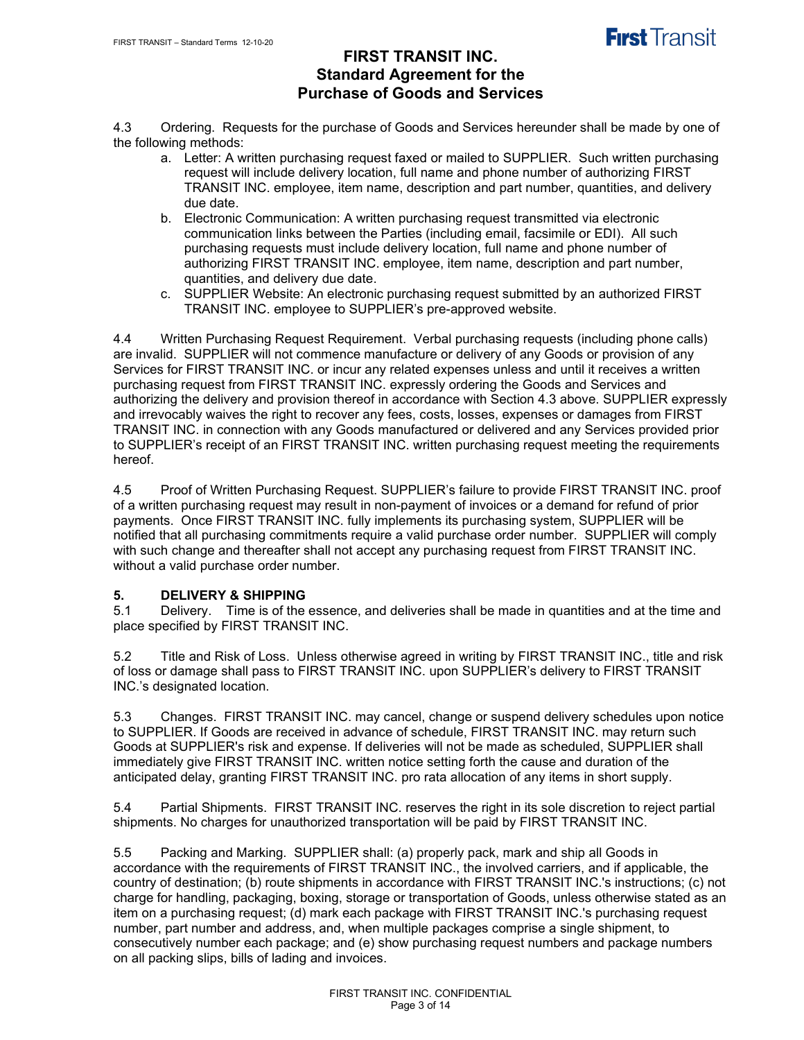# FIRST TRANSIT INC.
# Standard Agreement for the Purchase of Goods and Services

4.3 Ordering. Requests for the purchase of Goods and Services hereunder shall be made by one of the following methods:

a. Letter: A written purchasing request faxed or mailed to SUPPLIER. Such written purchasing request will include delivery location, full name and phone number of authorizing FIRST TRANSIT INC. employee, item name, description and part number, quantities, and delivery due date.

b. Electronic Communication: A written purchasing request transmitted via electronic communication links between the Parties (including email, facsimile or EDI). All such purchasing requests must include delivery location, full name and phone number of authorizing FIRST TRANSIT INC. employee, item name, description and part number, quantities, and delivery due date.

c. SUPPLIER Website: An electronic purchasing request submitted by an authorized FIRST TRANSIT INC. employee to SUPPLIER's pre-approved website.

4.4 Written Purchasing Request Requirement. Verbal purchasing requests (including phone calls) are invalid. SUPPLIER will not commence manufacture or delivery of any Goods or provision of any Services for FIRST TRANSIT INC. or incur any related expenses unless and until it receives a written purchasing request from FIRST TRANSIT INC. expressly ordering the Goods and Services and authorizing the delivery and provision thereof in accordance with Section 4.3 above. SUPPLIER expressly and irrevocably waives the right to recover any fees, costs, losses, expenses or damages from FIRST TRANSIT INC. in connection with any Goods manufactured or delivered and any Services provided prior to SUPPLIER's receipt of an FIRST TRANSIT INC. written purchasing request meeting the requirements hereof.

4.5 Proof of Written Purchasing Request. SUPPLIER's failure to provide FIRST TRANSIT INC. proof of a written purchasing request may result in non-payment of invoices or a demand for refund of prior payments. Once FIRST TRANSIT INC. fully implements its purchasing system, SUPPLIER will be notified that all purchasing commitments require a valid purchase order number. SUPPLIER will comply with such change and thereafter shall not accept any purchasing request from FIRST TRANSIT INC. without a valid purchase order number.

## 5. DELIVERY & SHIPPING

5.1 Delivery. Time is of the essence, and deliveries shall be made in quantities and at the time and place specified by FIRST TRANSIT INC.

5.2 Title and Risk of Loss. Unless otherwise agreed in writing by FIRST TRANSIT INC., title and risk of loss or damage shall pass to FIRST TRANSIT INC. upon SUPPLIER's delivery to FIRST TRANSIT INC.'s designated location.

5.3 Changes. FIRST TRANSIT INC. may cancel, change or suspend delivery schedules upon notice to SUPPLIER. If Goods are received in advance of schedule, FIRST TRANSIT INC. may return such Goods at SUPPLIER's risk and expense. If deliveries will not be made as scheduled, SUPPLIER shall immediately give FIRST TRANSIT INC. written notice setting forth the cause and duration of the anticipated delay, granting FIRST TRANSIT INC. pro rata allocation of any items in short supply.

5.4 Partial Shipments. FIRST TRANSIT INC. reserves the right in its sole discretion to reject partial shipments. No charges for unauthorized transportation will be paid by FIRST TRANSIT INC.

5.5 Packing and Marking. SUPPLIER shall: (a) properly pack, mark and ship all Goods in accordance with the requirements of FIRST TRANSIT INC., the involved carriers, and if applicable, the country of destination; (b) route shipments in accordance with FIRST TRANSIT INC.'s instructions; (c) not charge for handling, packaging, boxing, storage or transportation of Goods, unless otherwise stated as an item on a purchasing request; (d) mark each package with FIRST TRANSIT INC.'s purchasing request number, part number and address, and, when multiple packages comprise a single shipment, to consecutively number each package; and (e) show purchasing request numbers and package numbers on all packing slips, bills of lading and invoices.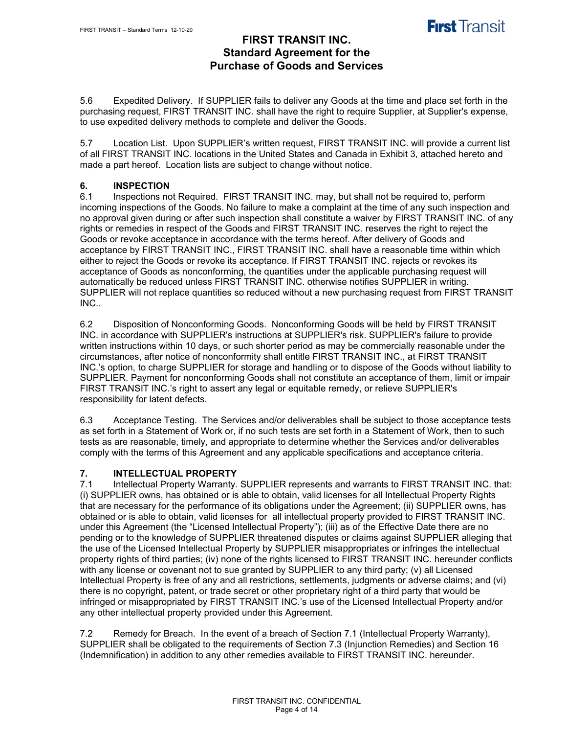5.6 Expedited Delivery. If SUPPLIER fails to deliver any Goods at the time and place set forth in the purchasing request, FIRST TRANSIT INC. shall have the right to require Supplier, at Supplier's expense, to use expedited delivery methods to complete and deliver the Goods.

5.7 Location List. Upon SUPPLIER's written request, FIRST TRANSIT INC. will provide a current list of all FIRST TRANSIT INC. locations in the United States and Canada in Exhibit 3, attached hereto and made a part hereof. Location lists are subject to change without notice.

## 6. INSPECTION

6.1 Inspections not Required. FIRST TRANSIT INC. may, but shall not be required to, perform incoming inspections of the Goods. No failure to make a complaint at the time of any such inspection and no approval given during or after such inspection shall constitute a waiver by FIRST TRANSIT INC. of any rights or remedies in respect of the Goods and FIRST TRANSIT INC. reserves the right to reject the Goods or revoke acceptance in accordance with the terms hereof. After delivery of Goods and acceptance by FIRST TRANSIT INC., FIRST TRANSIT INC. shall have a reasonable time within which either to reject the Goods or revoke its acceptance. If FIRST TRANSIT INC. rejects or revokes its acceptance of Goods as nonconforming, the quantities under the applicable purchasing request will automatically be reduced unless FIRST TRANSIT INC. otherwise notifies SUPPLIER in writing. SUPPLIER will not replace quantities so reduced without a new purchasing request from FIRST TRANSIT INC..

6.2 Disposition of Nonconforming Goods. Nonconforming Goods will be held by FIRST TRANSIT INC. in accordance with SUPPLIER's instructions at SUPPLIER's risk. SUPPLIER's failure to provide written instructions within 10 days, or such shorter period as may be commercially reasonable under the circumstances, after notice of nonconformity shall entitle FIRST TRANSIT INC., at FIRST TRANSIT INC.'s option, to charge SUPPLIER for storage and handling or to dispose of the Goods without liability to SUPPLIER. Payment for nonconforming Goods shall not constitute an acceptance of them, limit or impair FIRST TRANSIT INC.'s right to assert any legal or equitable remedy, or relieve SUPPLIER's responsibility for latent defects.

6.3 Acceptance Testing. The Services and/or deliverables shall be subject to those acceptance tests as set forth in a Statement of Work or, if no such tests are set forth in a Statement of Work, then to such tests as are reasonable, timely, and appropriate to determine whether the Services and/or deliverables comply with the terms of this Agreement and any applicable specifications and acceptance criteria.

## 7. INTELLECTUAL PROPERTY

7.1 Intellectual Property Warranty. SUPPLIER represents and warrants to FIRST TRANSIT INC. that: (i) SUPPLIER owns, has obtained or is able to obtain, valid licenses for all Intellectual Property Rights that are necessary for the performance of its obligations under the Agreement; (ii) SUPPLIER owns, has obtained or is able to obtain, valid licenses for all intellectual property provided to FIRST TRANSIT INC. under this Agreement (the "Licensed Intellectual Property"); (iii) as of the Effective Date there are no pending or to the knowledge of SUPPLIER threatened disputes or claims against SUPPLIER alleging that the use of the Licensed Intellectual Property by SUPPLIER misappropriates or infringes the intellectual property rights of third parties; (iv) none of the rights licensed to FIRST TRANSIT INC. hereunder conflicts with any license or covenant not to sue granted by SUPPLIER to any third party; (v) all Licensed Intellectual Property is free of any and all restrictions, settlements, judgments or adverse claims; and (vi) there is no copyright, patent, or trade secret or other proprietary right of a third party that would be infringed or misappropriated by FIRST TRANSIT INC.'s use of the Licensed Intellectual Property and/or any other intellectual property provided under this Agreement.

7.2 Remedy for Breach. In the event of a breach of Section 7.1 (Intellectual Property Warranty), SUPPLIER shall be obligated to the requirements of Section 7.3 (Injunction Remedies) and Section 16 (Indemnification) in addition to any other remedies available to FIRST TRANSIT INC. hereunder.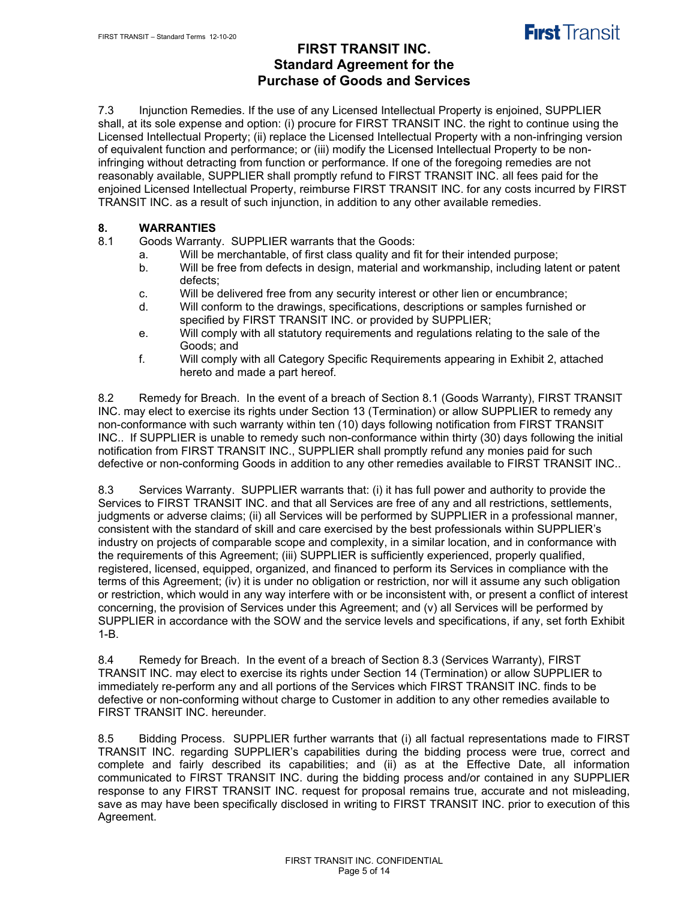# FIRST TRANSIT INC.
# Standard Agreement for the Purchase of Goods and Services

7.3 Injunction Remedies. If the use of any Licensed Intellectual Property is enjoined, SUPPLIER shall, at its sole expense and option: (i) procure for FIRST TRANSIT INC. the right to continue using the Licensed Intellectual Property; (ii) replace the Licensed Intellectual Property with a non-infringing version of equivalent function and performance; or (iii) modify the Licensed Intellectual Property to be non-infringing without detracting from function or performance. If one of the foregoing remedies are not reasonably available, SUPPLIER shall promptly refund to FIRST TRANSIT INC. all fees paid for the enjoined Licensed Intellectual Property, reimburse FIRST TRANSIT INC. for any costs incurred by FIRST TRANSIT INC. as a result of such injunction, in addition to any other available remedies.

## 8. WARRANTIES

8.1 Goods Warranty. SUPPLIER warrants that the Goods:

a. Will be merchantable, of first class quality and fit for their intended purpose;
b. Will be free from defects in design, material and workmanship, including latent or patent defects;
c. Will be delivered free from any security interest or other lien or encumbrance;
d. Will conform to the drawings, specifications, descriptions or samples furnished or specified by FIRST TRANSIT INC. or provided by SUPPLIER;
e. Will comply with all statutory requirements and regulations relating to the sale of the Goods; and
f. Will comply with all Category Specific Requirements appearing in Exhibit 2, attached hereto and made a part hereof.

8.2 Remedy for Breach. In the event of a breach of Section 8.1 (Goods Warranty), FIRST TRANSIT INC. may elect to exercise its rights under Section 13 (Termination) or allow SUPPLIER to remedy any non-conformance with such warranty within ten (10) days following notification from FIRST TRANSIT INC.. If SUPPLIER is unable to remedy such non-conformance within thirty (30) days following the initial notification from FIRST TRANSIT INC., SUPPLIER shall promptly refund any monies paid for such defective or non-conforming Goods in addition to any other remedies available to FIRST TRANSIT INC..

8.3 Services Warranty. SUPPLIER warrants that: (i) it has full power and authority to provide the Services to FIRST TRANSIT INC. and that all Services are free of any and all restrictions, settlements, judgments or adverse claims; (ii) all Services will be performed by SUPPLIER in a professional manner, consistent with the standard of skill and care exercised by the best professionals within SUPPLIER's industry on projects of comparable scope and complexity, in a similar location, and in conformance with the requirements of this Agreement; (iii) SUPPLIER is sufficiently experienced, properly qualified, registered, licensed, equipped, organized, and financed to perform its Services in compliance with the terms of this Agreement; (iv) it is under no obligation or restriction, nor will it assume any such obligation or restriction, which would in any way interfere with or be inconsistent with, or present a conflict of interest concerning, the provision of Services under this Agreement; and (v) all Services will be performed by SUPPLIER in accordance with the SOW and the service levels and specifications, if any, set forth Exhibit 1-B.

8.4 Remedy for Breach. In the event of a breach of Section 8.3 (Services Warranty), FIRST TRANSIT INC. may elect to exercise its rights under Section 14 (Termination) or allow SUPPLIER to immediately re-perform any and all portions of the Services which FIRST TRANSIT INC. finds to be defective or non-conforming without charge to Customer in addition to any other remedies available to FIRST TRANSIT INC. hereunder.

8.5 Bidding Process. SUPPLIER further warrants that (i) all factual representations made to FIRST TRANSIT INC. regarding SUPPLIER's capabilities during the bidding process were true, correct and complete and fairly described its capabilities; and (ii) as at the Effective Date, all information communicated to FIRST TRANSIT INC. during the bidding process and/or contained in any SUPPLIER response to any FIRST TRANSIT INC. request for proposal remains true, accurate and not misleading, save as may have been specifically disclosed in writing to FIRST TRANSIT INC. prior to execution of this Agreement.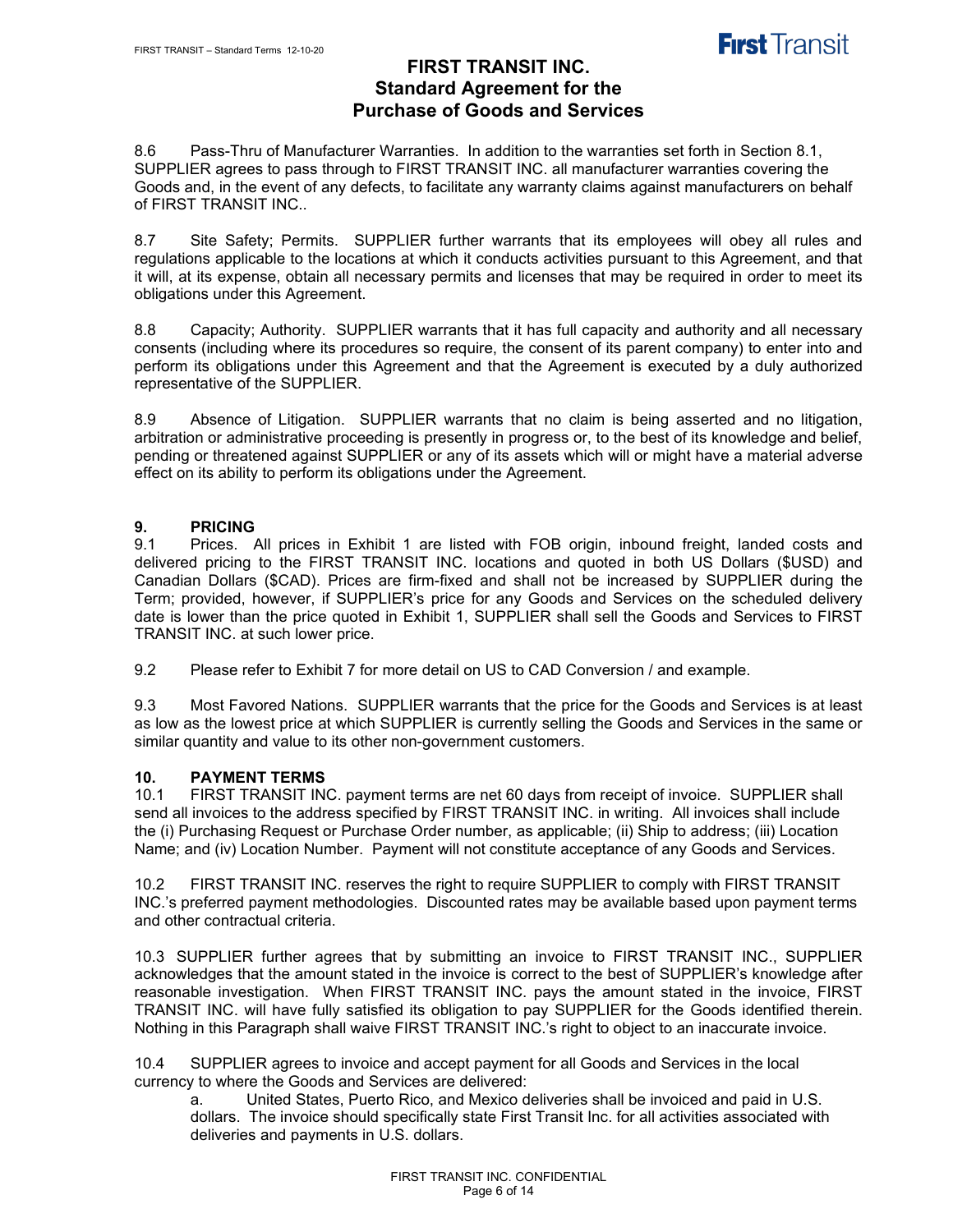8.6 Pass-Thru of Manufacturer Warranties. In addition to the warranties set forth in Section 8.1, SUPPLIER agrees to pass through to FIRST TRANSIT INC. all manufacturer warranties covering the Goods and, in the event of any defects, to facilitate any warranty claims against manufacturers on behalf of FIRST TRANSIT INC..

8.7 Site Safety; Permits. SUPPLIER further warrants that its employees will obey all rules and regulations applicable to the locations at which it conducts activities pursuant to this Agreement, and that it will, at its expense, obtain all necessary permits and licenses that may be required in order to meet its obligations under this Agreement.

8.8 Capacity; Authority. SUPPLIER warrants that it has full capacity and authority and all necessary consents (including where its procedures so require, the consent of its parent company) to enter into and perform its obligations under this Agreement and that the Agreement is executed by a duly authorized representative of the SUPPLIER.

8.9 Absence of Litigation. SUPPLIER warrants that no claim is being asserted and no litigation, arbitration or administrative proceeding is presently in progress or, to the best of its knowledge and belief, pending or threatened against SUPPLIER or any of its assets which will or might have a material adverse effect on its ability to perform its obligations under the Agreement.

## 9. PRICING

9.1 Prices. All prices in Exhibit 1 are listed with FOB origin, inbound freight, landed costs and delivered pricing to the FIRST TRANSIT INC. locations and quoted in both US Dollars ($USD) and Canadian Dollars ($CAD). Prices are firm-fixed and shall not be increased by SUPPLIER during the Term; provided, however, if SUPPLIER's price for any Goods and Services on the scheduled delivery date is lower than the price quoted in Exhibit 1, SUPPLIER shall sell the Goods and Services to FIRST TRANSIT INC. at such lower price.

9.2 Please refer to Exhibit 7 for more detail on US to CAD Conversion / and example.

9.3 Most Favored Nations. SUPPLIER warrants that the price for the Goods and Services is at least as low as the lowest price at which SUPPLIER is currently selling the Goods and Services in the same or similar quantity and value to its other non-government customers.

## 10. PAYMENT TERMS

10.1 FIRST TRANSIT INC. payment terms are net 60 days from receipt of invoice. SUPPLIER shall send all invoices to the address specified by FIRST TRANSIT INC. in writing. All invoices shall include the (i) Purchasing Request or Purchase Order number, as applicable; (ii) Ship to address; (iii) Location Name; and (iv) Location Number. Payment will not constitute acceptance of any Goods and Services.

10.2 FIRST TRANSIT INC. reserves the right to require SUPPLIER to comply with FIRST TRANSIT INC.'s preferred payment methodologies. Discounted rates may be available based upon payment terms and other contractual criteria.

10.3 SUPPLIER further agrees that by submitting an invoice to FIRST TRANSIT INC., SUPPLIER acknowledges that the amount stated in the invoice is correct to the best of SUPPLIER's knowledge after reasonable investigation. When FIRST TRANSIT INC. pays the amount stated in the invoice, FIRST TRANSIT INC. will have fully satisfied its obligation to pay SUPPLIER for the Goods identified therein. Nothing in this Paragraph shall waive FIRST TRANSIT INC.'s right to object to an inaccurate invoice.

10.4 SUPPLIER agrees to invoice and accept payment for all Goods and Services in the local currency to where the Goods and Services are delivered:

a. United States, Puerto Rico, and Mexico deliveries shall be invoiced and paid in U.S. dollars. The invoice should specifically state First Transit Inc. for all activities associated with deliveries and payments in U.S. dollars.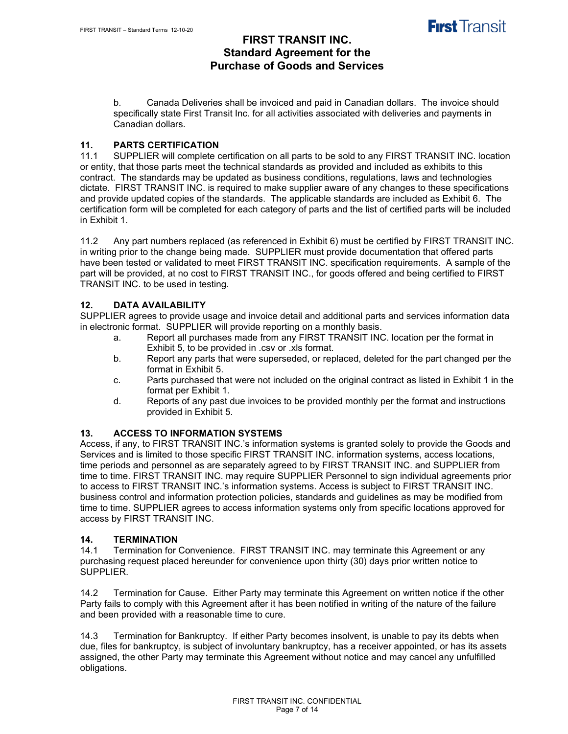b. Canada Deliveries shall be invoiced and paid in Canadian dollars. The invoice should specifically state First Transit Inc. for all activities associated with deliveries and payments in Canadian dollars.

## 11. PARTS CERTIFICATION

11.1 SUPPLIER will complete certification on all parts to be sold to any FIRST TRANSIT INC. location or entity, that those parts meet the technical standards as provided and included as exhibits to this contract. The standards may be updated as business conditions, regulations, laws and technologies dictate. FIRST TRANSIT INC. is required to make supplier aware of any changes to these specifications and provide updated copies of the standards. The applicable standards are included as Exhibit 6. The certification form will be completed for each category of parts and the list of certified parts will be included in Exhibit 1.

11.2 Any part numbers replaced (as referenced in Exhibit 6) must be certified by FIRST TRANSIT INC. in writing prior to the change being made. SUPPLIER must provide documentation that offered parts have been tested or validated to meet FIRST TRANSIT INC. specification requirements. A sample of the part will be provided, at no cost to FIRST TRANSIT INC., for goods offered and being certified to FIRST TRANSIT INC. to be used in testing.

## 12. DATA AVAILABILITY

SUPPLIER agrees to provide usage and invoice detail and additional parts and services information data in electronic format. SUPPLIER will provide reporting on a monthly basis.

a. Report all purchases made from any FIRST TRANSIT INC. location per the format in Exhibit 5, to be provided in .csv or .xls format.

b. Report any parts that were superseded, or replaced, deleted for the part changed per the format in Exhibit 5.

c. Parts purchased that were not included on the original contract as listed in Exhibit 1 in the format per Exhibit 1.

d. Reports of any past due invoices to be provided monthly per the format and instructions provided in Exhibit 5.

## 13. ACCESS TO INFORMATION SYSTEMS

Access, if any, to FIRST TRANSIT INC.'s information systems is granted solely to provide the Goods and Services and is limited to those specific FIRST TRANSIT INC. information systems, access locations, time periods and personnel as are separately agreed to by FIRST TRANSIT INC. and SUPPLIER from time to time. FIRST TRANSIT INC. may require SUPPLIER Personnel to sign individual agreements prior to access to FIRST TRANSIT INC.'s information systems. Access is subject to FIRST TRANSIT INC. business control and information protection policies, standards and guidelines as may be modified from time to time. SUPPLIER agrees to access information systems only from specific locations approved for access by FIRST TRANSIT INC.

## 14. TERMINATION

14.1 Termination for Convenience. FIRST TRANSIT INC. may terminate this Agreement or any purchasing request placed hereunder for convenience upon thirty (30) days prior written notice to SUPPLIER.

14.2 Termination for Cause. Either Party may terminate this Agreement on written notice if the other Party fails to comply with this Agreement after it has been notified in writing of the nature of the failure and been provided with a reasonable time to cure.

14.3 Termination for Bankruptcy. If either Party becomes insolvent, is unable to pay its debts when due, files for bankruptcy, is subject of involuntary bankruptcy, has a receiver appointed, or has its assets assigned, the other Party may terminate this Agreement without notice and may cancel any unfulfilled obligations.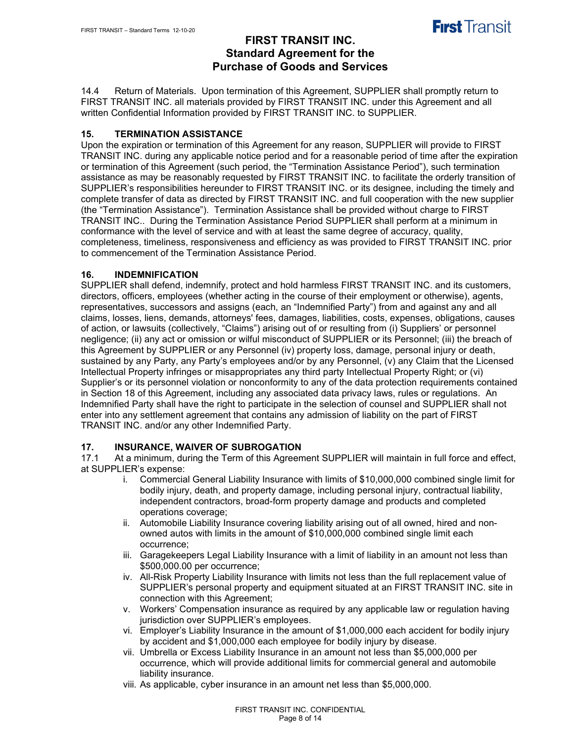14.4 Return of Materials. Upon termination of this Agreement, SUPPLIER shall promptly return to FIRST TRANSIT INC. all materials provided by FIRST TRANSIT INC. under this Agreement and all written Confidential Information provided by FIRST TRANSIT INC. to SUPPLIER.

## 15. TERMINATION ASSISTANCE

Upon the expiration or termination of this Agreement for any reason, SUPPLIER will provide to FIRST TRANSIT INC. during any applicable notice period and for a reasonable period of time after the expiration or termination of this Agreement (such period, the "Termination Assistance Period"), such termination assistance as may be reasonably requested by FIRST TRANSIT INC. to facilitate the orderly transition of SUPPLIER's responsibilities hereunder to FIRST TRANSIT INC. or its designee, including the timely and complete transfer of data as directed by FIRST TRANSIT INC. and full cooperation with the new supplier (the "Termination Assistance"). Termination Assistance shall be provided without charge to FIRST TRANSIT INC.. During the Termination Assistance Period SUPPLIER shall perform at a minimum in conformance with the level of service and with at least the same degree of accuracy, quality, completeness, timeliness, responsiveness and efficiency as was provided to FIRST TRANSIT INC. prior to commencement of the Termination Assistance Period.

## 16. INDEMNIFICATION

SUPPLIER shall defend, indemnify, protect and hold harmless FIRST TRANSIT INC. and its customers, directors, officers, employees (whether acting in the course of their employment or otherwise), agents, representatives, successors and assigns (each, an "Indemnified Party") from and against any and all claims, losses, liens, demands, attorneys' fees, damages, liabilities, costs, expenses, obligations, causes of action, or lawsuits (collectively, "Claims") arising out of or resulting from (i) Suppliers' or personnel negligence; (ii) any act or omission or wilful misconduct of SUPPLIER or its Personnel; (iii) the breach of this Agreement by SUPPLIER or any Personnel (iv) property loss, damage, personal injury or death, sustained by any Party, any Party's employees and/or by any Personnel, (v) any Claim that the Licensed Intellectual Property infringes or misappropriates any third party Intellectual Property Right; or (vi) Supplier's or its personnel violation or nonconformity to any of the data protection requirements contained in Section 18 of this Agreement, including any associated data privacy laws, rules or regulations. An Indemnified Party shall have the right to participate in the selection of counsel and SUPPLIER shall not enter into any settlement agreement that contains any admission of liability on the part of FIRST TRANSIT INC. and/or any other Indemnified Party.

## 17. INSURANCE, WAIVER OF SUBROGATION

17.1 At a minimum, during the Term of this Agreement SUPPLIER will maintain in full force and effect, at SUPPLIER's expense:

i. Commercial General Liability Insurance with limits of $10,000,000 combined single limit for bodily injury, death, and property damage, including personal injury, contractual liability, independent contractors, broad-form property damage and products and completed operations coverage;

ii. Automobile Liability Insurance covering liability arising out of all owned, hired and non-owned autos with limits in the amount of $10,000,000 combined single limit each occurrence;

iii. Garagekeepers Legal Liability Insurance with a limit of liability in an amount not less than $500,000.00 per occurrence;

iv. All-Risk Property Liability Insurance with limits not less than the full replacement value of SUPPLIER's personal property and equipment situated at an FIRST TRANSIT INC. site in connection with this Agreement;

v. Workers' Compensation insurance as required by any applicable law or regulation having jurisdiction over SUPPLIER's employees.

vi. Employer's Liability Insurance in the amount of $1,000,000 each accident for bodily injury by accident and $1,000,000 each employee for bodily injury by disease.

vii. Umbrella or Excess Liability Insurance in an amount not less than $5,000,000 per occurrence, which will provide additional limits for commercial general and automobile liability insurance.

viii. As applicable, cyber insurance in an amount net less than $5,000,000.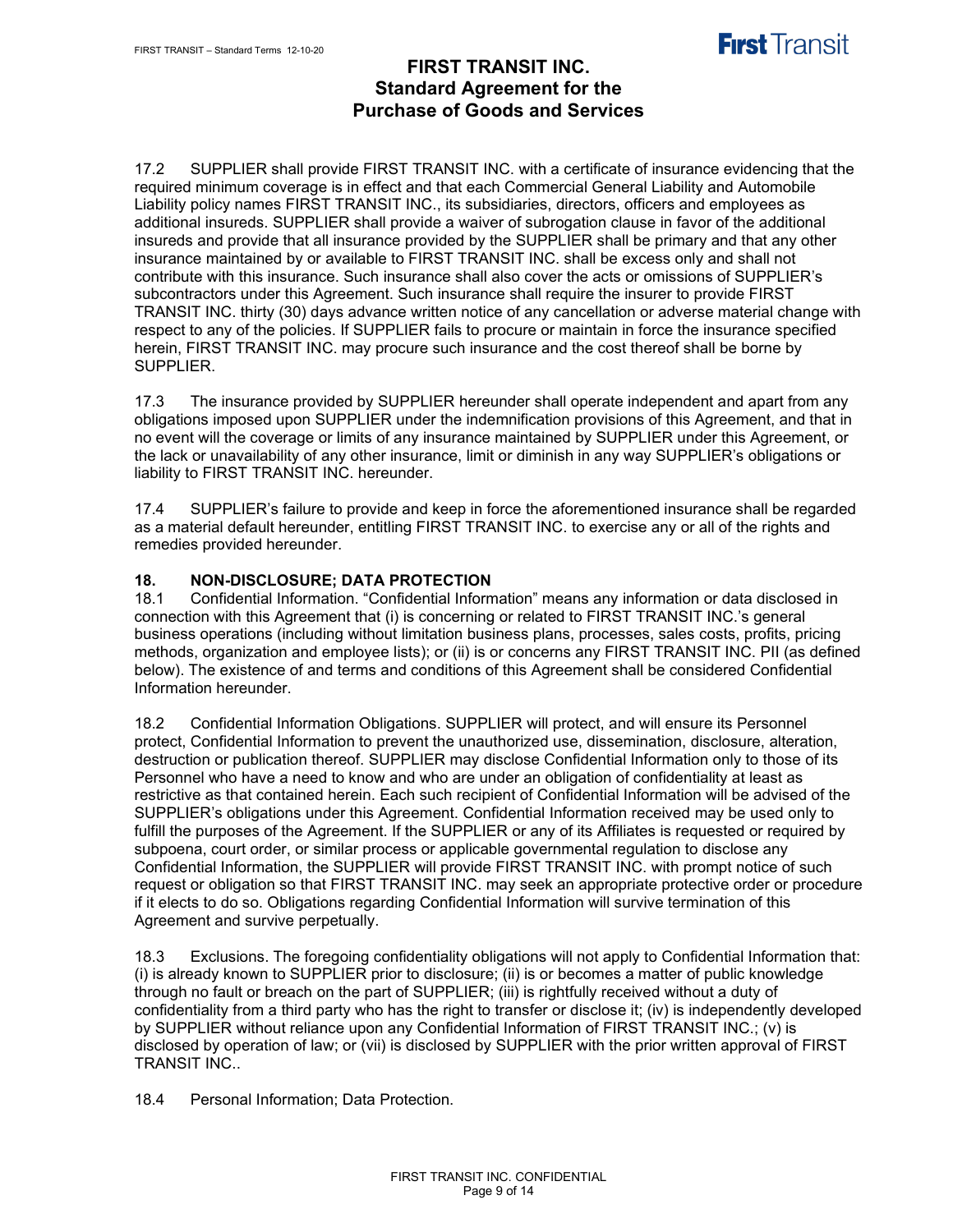17.2 SUPPLIER shall provide FIRST TRANSIT INC. with a certificate of insurance evidencing that the required minimum coverage is in effect and that each Commercial General Liability and Automobile Liability policy names FIRST TRANSIT INC., its subsidiaries, directors, officers and employees as additional insureds. SUPPLIER shall provide a waiver of subrogation clause in favor of the additional insureds and provide that all insurance provided by the SUPPLIER shall be primary and that any other insurance maintained by or available to FIRST TRANSIT INC. shall be excess only and shall not contribute with this insurance. Such insurance shall also cover the acts or omissions of SUPPLIER's subcontractors under this Agreement. Such insurance shall require the insurer to provide FIRST TRANSIT INC. thirty (30) days advance written notice of any cancellation or adverse material change with respect to any of the policies. If SUPPLIER fails to procure or maintain in force the insurance specified herein, FIRST TRANSIT INC. may procure such insurance and the cost thereof shall be borne by SUPPLIER.

17.3 The insurance provided by SUPPLIER hereunder shall operate independent and apart from any obligations imposed upon SUPPLIER under the indemnification provisions of this Agreement, and that in no event will the coverage or limits of any insurance maintained by SUPPLIER under this Agreement, or the lack or unavailability of any other insurance, limit or diminish in any way SUPPLIER's obligations or liability to FIRST TRANSIT INC. hereunder.

17.4 SUPPLIER's failure to provide and keep in force the aforementioned insurance shall be regarded as a material default hereunder, entitling FIRST TRANSIT INC. to exercise any or all of the rights and remedies provided hereunder.

## 18. NON-DISCLOSURE; DATA PROTECTION

18.1 Confidential Information. "Confidential Information" means any information or data disclosed in connection with this Agreement that (i) is concerning or related to FIRST TRANSIT INC.'s general business operations (including without limitation business plans, processes, sales costs, profits, pricing methods, organization and employee lists); or (ii) is or concerns any FIRST TRANSIT INC. PII (as defined below). The existence of and terms and conditions of this Agreement shall be considered Confidential Information hereunder.

18.2 Confidential Information Obligations. SUPPLIER will protect, and will ensure its Personnel protect, Confidential Information to prevent the unauthorized use, dissemination, disclosure, alteration, destruction or publication thereof. SUPPLIER may disclose Confidential Information only to those of its Personnel who have a need to know and who are under an obligation of confidentiality at least as restrictive as that contained herein. Each such recipient of Confidential Information will be advised of the SUPPLIER's obligations under this Agreement. Confidential Information received may be used only to fulfill the purposes of the Agreement. If the SUPPLIER or any of its Affiliates is requested or required by subpoena, court order, or similar process or applicable governmental regulation to disclose any Confidential Information, the SUPPLIER will provide FIRST TRANSIT INC. with prompt notice of such request or obligation so that FIRST TRANSIT INC. may seek an appropriate protective order or procedure if it elects to do so. Obligations regarding Confidential Information will survive termination of this Agreement and survive perpetually.

18.3 Exclusions. The foregoing confidentiality obligations will not apply to Confidential Information that: (i) is already known to SUPPLIER prior to disclosure; (ii) is or becomes a matter of public knowledge through no fault or breach on the part of SUPPLIER; (iii) is rightfully received without a duty of confidentiality from a third party who has the right to transfer or disclose it; (iv) is independently developed by SUPPLIER without reliance upon any Confidential Information of FIRST TRANSIT INC.; (v) is disclosed by operation of law; or (vii) is disclosed by SUPPLIER with the prior written approval of FIRST TRANSIT INC..

18.4 Personal Information; Data Protection.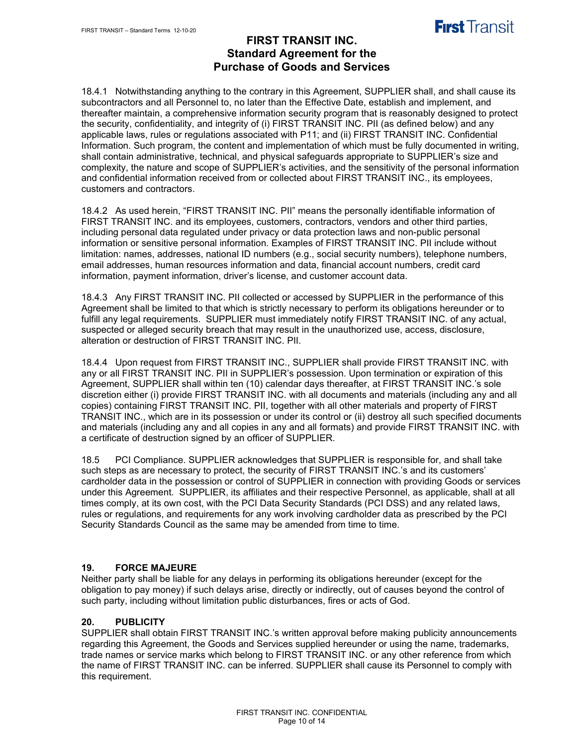18.4.1 Notwithstanding anything to the contrary in this Agreement, SUPPLIER shall, and shall cause its subcontractors and all Personnel to, no later than the Effective Date, establish and implement, and thereafter maintain, a comprehensive information security program that is reasonably designed to protect the security, confidentiality, and integrity of (i) FIRST TRANSIT INC. PII (as defined below) and any applicable laws, rules or regulations associated with P11; and (ii) FIRST TRANSIT INC. Confidential Information. Such program, the content and implementation of which must be fully documented in writing, shall contain administrative, technical, and physical safeguards appropriate to SUPPLIER's size and complexity, the nature and scope of SUPPLIER's activities, and the sensitivity of the personal information and confidential information received from or collected about FIRST TRANSIT INC., its employees, customers and contractors.

18.4.2 As used herein, "FIRST TRANSIT INC. PII" means the personally identifiable information of FIRST TRANSIT INC. and its employees, customers, contractors, vendors and other third parties, including personal data regulated under privacy or data protection laws and non-public personal information or sensitive personal information. Examples of FIRST TRANSIT INC. PII include without limitation: names, addresses, national ID numbers (e.g., social security numbers), telephone numbers, email addresses, human resources information and data, financial account numbers, credit card information, payment information, driver's license, and customer account data.

18.4.3 Any FIRST TRANSIT INC. PII collected or accessed by SUPPLIER in the performance of this Agreement shall be limited to that which is strictly necessary to perform its obligations hereunder or to fulfill any legal requirements. SUPPLIER must immediately notify FIRST TRANSIT INC. of any actual, suspected or alleged security breach that may result in the unauthorized use, access, disclosure, alteration or destruction of FIRST TRANSIT INC. PII.

18.4.4 Upon request from FIRST TRANSIT INC., SUPPLIER shall provide FIRST TRANSIT INC. with any or all FIRST TRANSIT INC. PII in SUPPLIER's possession. Upon termination or expiration of this Agreement, SUPPLIER shall within ten (10) calendar days thereafter, at FIRST TRANSIT INC.'s sole discretion either (i) provide FIRST TRANSIT INC. with all documents and materials (including any and all copies) containing FIRST TRANSIT INC. PII, together with all other materials and property of FIRST TRANSIT INC., which are in its possession or under its control or (ii) destroy all such specified documents and materials (including any and all copies in any and all formats) and provide FIRST TRANSIT INC. with a certificate of destruction signed by an officer of SUPPLIER.

18.5 PCI Compliance. SUPPLIER acknowledges that SUPPLIER is responsible for, and shall take such steps as are necessary to protect, the security of FIRST TRANSIT INC.'s and its customers' cardholder data in the possession or control of SUPPLIER in connection with providing Goods or services under this Agreement. SUPPLIER, its affiliates and their respective Personnel, as applicable, shall at all times comply, at its own cost, with the PCI Data Security Standards (PCI DSS) and any related laws, rules or regulations, and requirements for any work involving cardholder data as prescribed by the PCI Security Standards Council as the same may be amended from time to time.

## 19. FORCE MAJEURE

Neither party shall be liable for any delays in performing its obligations hereunder (except for the obligation to pay money) if such delays arise, directly or indirectly, out of causes beyond the control of such party, including without limitation public disturbances, fires or acts of God.

## 20. PUBLICITY

SUPPLIER shall obtain FIRST TRANSIT INC.'s written approval before making publicity announcements regarding this Agreement, the Goods and Services supplied hereunder or using the name, trademarks, trade names or service marks which belong to FIRST TRANSIT INC. or any other reference from which the name of FIRST TRANSIT INC. can be inferred. SUPPLIER shall cause its Personnel to comply with this requirement.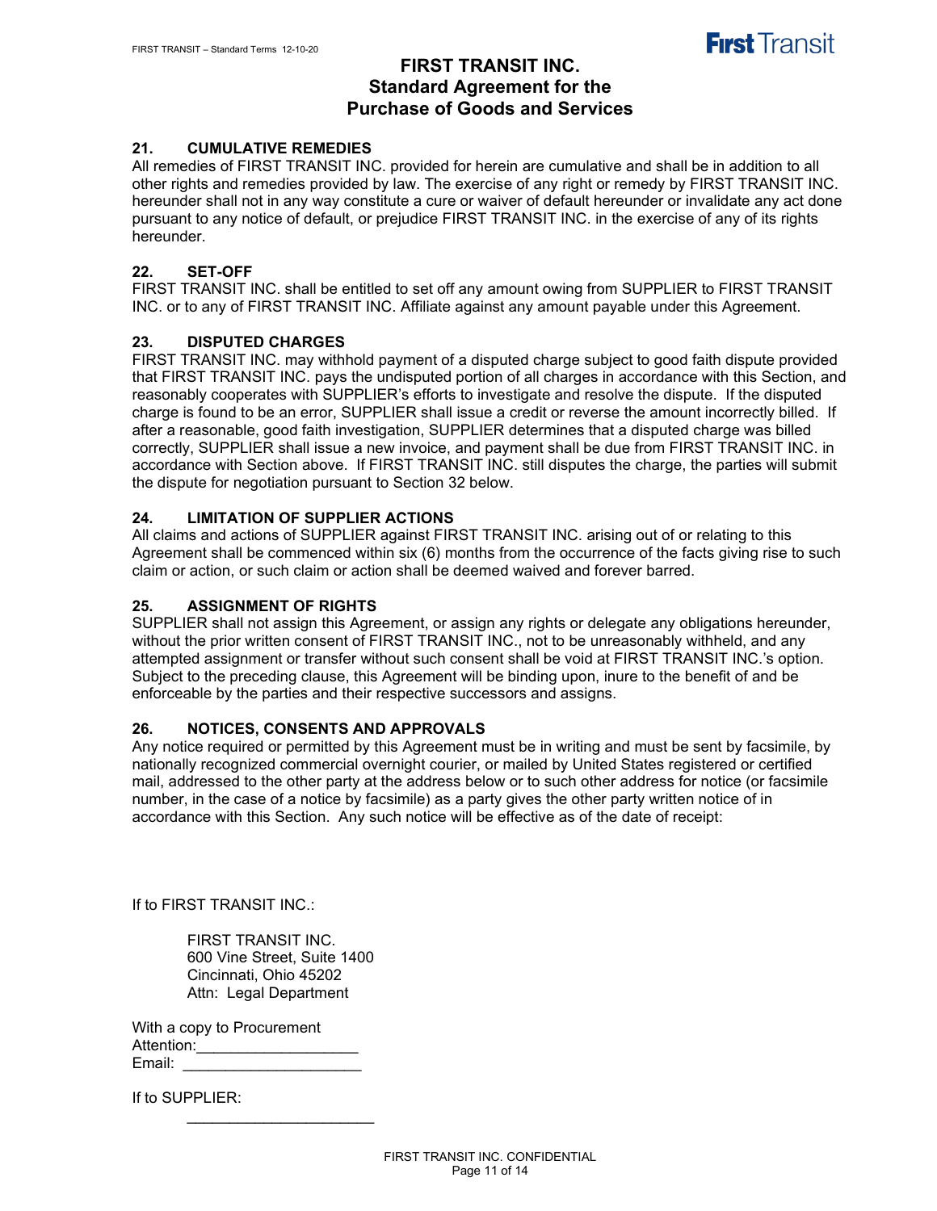# FIRST TRANSIT INC.
# Standard Agreement for the Purchase of Goods and Services

## 21. CUMULATIVE REMEDIES

All remedies of FIRST TRANSIT INC. provided for herein are cumulative and shall be in addition to all other rights and remedies provided by law. The exercise of any right or remedy by FIRST TRANSIT INC. hereunder shall not in any way constitute a cure or waiver of default hereunder or invalidate any act done pursuant to any notice of default, or prejudice FIRST TRANSIT INC. in the exercise of any of its rights hereunder.

## 22. SET-OFF

FIRST TRANSIT INC. shall be entitled to set off any amount owing from SUPPLIER to FIRST TRANSIT INC. or to any of FIRST TRANSIT INC. Affiliate against any amount payable under this Agreement.

## 23. DISPUTED CHARGES

FIRST TRANSIT INC. may withhold payment of a disputed charge subject to good faith dispute provided that FIRST TRANSIT INC. pays the undisputed portion of all charges in accordance with this Section, and reasonably cooperates with SUPPLIER's efforts to investigate and resolve the dispute. If the disputed charge is found to be an error, SUPPLIER shall issue a credit or reverse the amount incorrectly billed. If after a reasonable, good faith investigation, SUPPLIER determines that a disputed charge was billed correctly, SUPPLIER shall issue a new invoice, and payment shall be due from FIRST TRANSIT INC. in accordance with Section above. If FIRST TRANSIT INC. still disputes the charge, the parties will submit the dispute for negotiation pursuant to Section 32 below.

## 24. LIMITATION OF SUPPLIER ACTIONS

All claims and actions of SUPPLIER against FIRST TRANSIT INC. arising out of or relating to this Agreement shall be commenced within six (6) months from the occurrence of the facts giving rise to such claim or action, or such claim or action shall be deemed waived and forever barred.

## 25. ASSIGNMENT OF RIGHTS

SUPPLIER shall not assign this Agreement, or assign any rights or delegate any obligations hereunder, without the prior written consent of FIRST TRANSIT INC., not to be unreasonably withheld, and any attempted assignment or transfer without such consent shall be void at FIRST TRANSIT INC.'s option. Subject to the preceding clause, this Agreement will be binding upon, inure to the benefit of and be enforceable by the parties and their respective successors and assigns.

## 26. NOTICES, CONSENTS AND APPROVALS

Any notice required or permitted by this Agreement must be in writing and must be sent by facsimile, by nationally recognized commercial overnight courier, or mailed by United States registered or certified mail, addressed to the other party at the address below or to such other address for notice (or facsimile number, in the case of a notice by facsimile) as a party gives the other party written notice of in accordance with this Section. Any such notice will be effective as of the date of receipt:

If to FIRST TRANSIT INC.:

FIRST TRANSIT INC.
600 Vine Street, Suite 1400
Cincinnati, Ohio 45202
Attn: Legal Department

With a copy to Procurement
Attention:___________________
Email: _____________________

If to SUPPLIER:

_______________________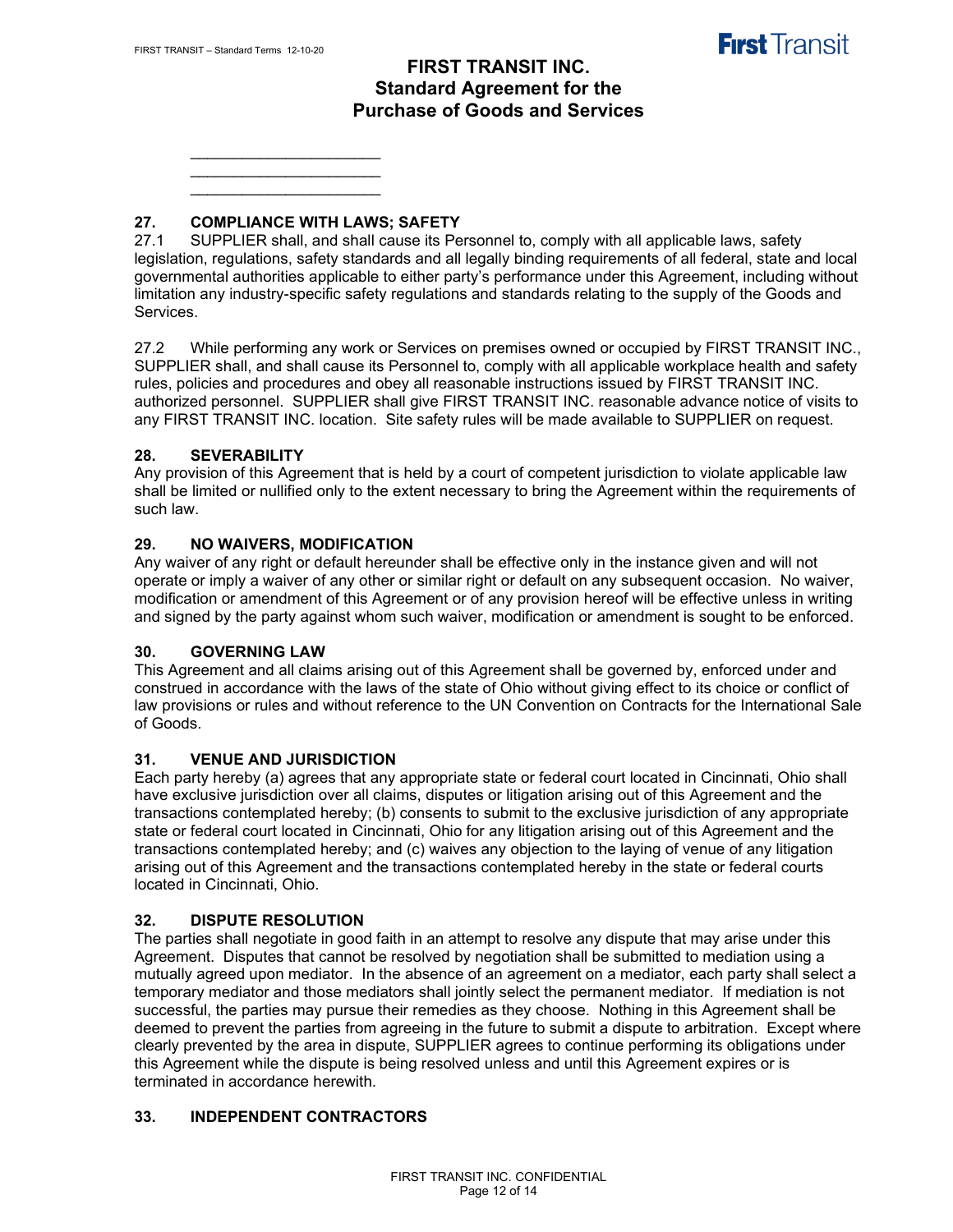## 27. COMPLIANCE WITH LAWS; SAFETY

27.1 SUPPLIER shall, and shall cause its Personnel to, comply with all applicable laws, safety legislation, regulations, safety standards and all legally binding requirements of all federal, state and local governmental authorities applicable to either party's performance under this Agreement, including without limitation any industry-specific safety regulations and standards relating to the supply of the Goods and Services.

27.2 While performing any work or Services on premises owned or occupied by FIRST TRANSIT INC., SUPPLIER shall, and shall cause its Personnel to, comply with all applicable workplace health and safety rules, policies and procedures and obey all reasonable instructions issued by FIRST TRANSIT INC. authorized personnel. SUPPLIER shall give FIRST TRANSIT INC. reasonable advance notice of visits to any FIRST TRANSIT INC. location. Site safety rules will be made available to SUPPLIER on request.

## 28. SEVERABILITY

Any provision of this Agreement that is held by a court of competent jurisdiction to violate applicable law shall be limited or nullified only to the extent necessary to bring the Agreement within the requirements of such law.

## 29. NO WAIVERS, MODIFICATION

Any waiver of any right or default hereunder shall be effective only in the instance given and will not operate or imply a waiver of any other or similar right or default on any subsequent occasion. No waiver, modification or amendment of this Agreement or of any provision hereof will be effective unless in writing and signed by the party against whom such waiver, modification or amendment is sought to be enforced.

## 30. GOVERNING LAW

This Agreement and all claims arising out of this Agreement shall be governed by, enforced under and construed in accordance with the laws of the state of Ohio without giving effect to its choice or conflict of law provisions or rules and without reference to the UN Convention on Contracts for the International Sale of Goods.

## 31. VENUE AND JURISDICTION

Each party hereby (a) agrees that any appropriate state or federal court located in Cincinnati, Ohio shall have exclusive jurisdiction over all claims, disputes or litigation arising out of this Agreement and the transactions contemplated hereby; (b) consents to submit to the exclusive jurisdiction of any appropriate state or federal court located in Cincinnati, Ohio for any litigation arising out of this Agreement and the transactions contemplated hereby; and (c) waives any objection to the laying of venue of any litigation arising out of this Agreement and the transactions contemplated hereby in the state or federal courts located in Cincinnati, Ohio.

## 32. DISPUTE RESOLUTION

The parties shall negotiate in good faith in an attempt to resolve any dispute that may arise under this Agreement. Disputes that cannot be resolved by negotiation shall be submitted to mediation using a mutually agreed upon mediator. In the absence of an agreement on a mediator, each party shall select a temporary mediator and those mediators shall jointly select the permanent mediator. If mediation is not successful, the parties may pursue their remedies as they choose. Nothing in this Agreement shall be deemed to prevent the parties from agreeing in the future to submit a dispute to arbitration. Except where clearly prevented by the area in dispute, SUPPLIER agrees to continue performing its obligations under this Agreement while the dispute is being resolved unless and until this Agreement expires or is terminated in accordance herewith.

## 33. INDEPENDENT CONTRACTORS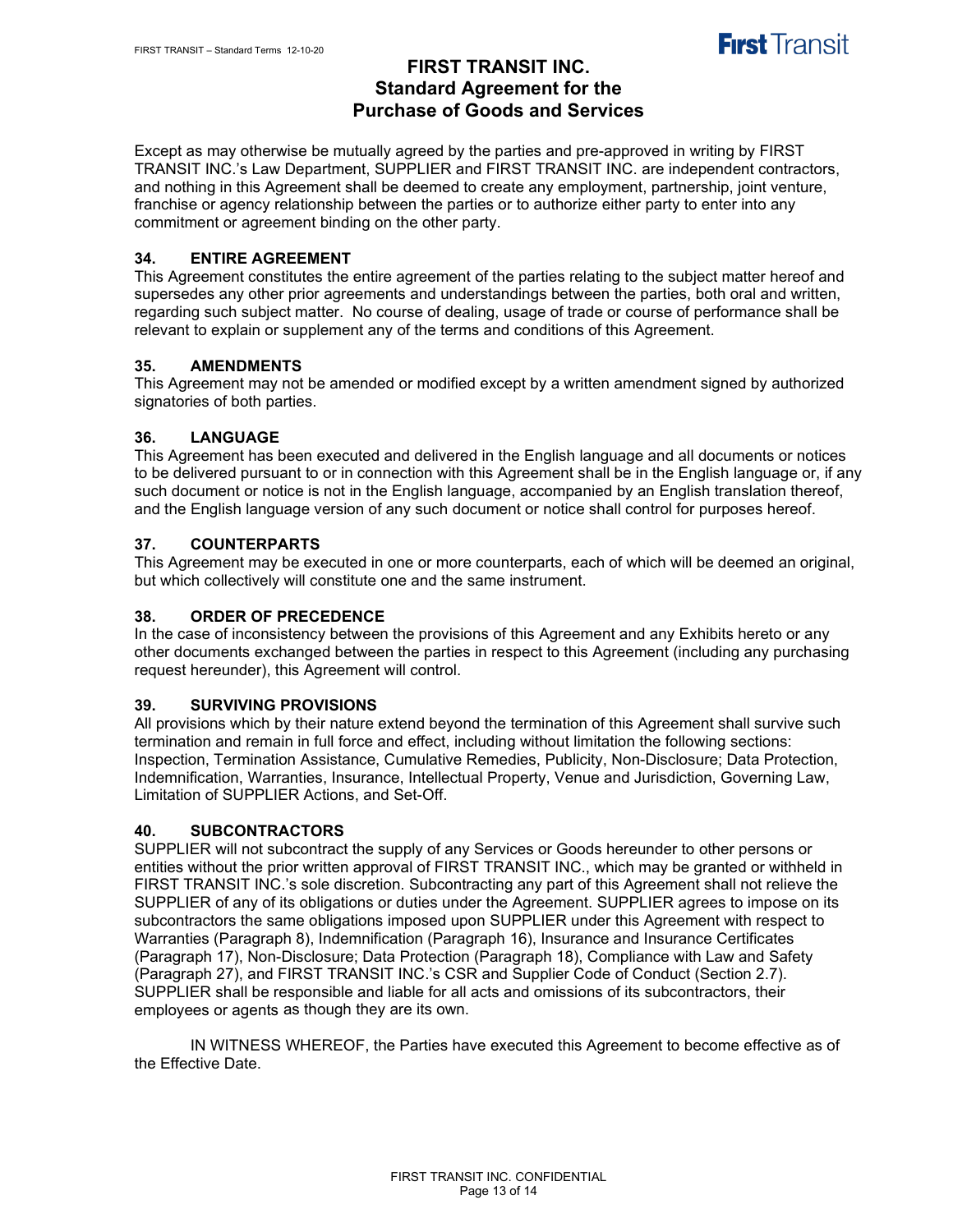Except as may otherwise be mutually agreed by the parties and pre-approved in writing by FIRST TRANSIT INC.'s Law Department, SUPPLIER and FIRST TRANSIT INC. are independent contractors, and nothing in this Agreement shall be deemed to create any employment, partnership, joint venture, franchise or agency relationship between the parties or to authorize either party to enter into any commitment or agreement binding on the other party.

### 34. ENTIRE AGREEMENT

This Agreement constitutes the entire agreement of the parties relating to the subject matter hereof and supersedes any other prior agreements and understandings between the parties, both oral and written, regarding such subject matter. No course of dealing, usage of trade or course of performance shall be relevant to explain or supplement any of the terms and conditions of this Agreement.

### 35. AMENDMENTS

This Agreement may not be amended or modified except by a written amendment signed by authorized signatories of both parties.

### 36. LANGUAGE

This Agreement has been executed and delivered in the English language and all documents or notices to be delivered pursuant to or in connection with this Agreement shall be in the English language or, if any such document or notice is not in the English language, accompanied by an English translation thereof, and the English language version of any such document or notice shall control for purposes hereof.

### 37. COUNTERPARTS

This Agreement may be executed in one or more counterparts, each of which will be deemed an original, but which collectively will constitute one and the same instrument.

### 38. ORDER OF PRECEDENCE

In the case of inconsistency between the provisions of this Agreement and any Exhibits hereto or any other documents exchanged between the parties in respect to this Agreement (including any purchasing request hereunder), this Agreement will control.

### 39. SURVIVING PROVISIONS

All provisions which by their nature extend beyond the termination of this Agreement shall survive such termination and remain in full force and effect, including without limitation the following sections: Inspection, Termination Assistance, Cumulative Remedies, Publicity, Non-Disclosure; Data Protection, Indemnification, Warranties, Insurance, Intellectual Property, Venue and Jurisdiction, Governing Law, Limitation of SUPPLIER Actions, and Set-Off.

### 40. SUBCONTRACTORS

SUPPLIER will not subcontract the supply of any Services or Goods hereunder to other persons or entities without the prior written approval of FIRST TRANSIT INC., which may be granted or withheld in FIRST TRANSIT INC.'s sole discretion. Subcontracting any part of this Agreement shall not relieve the SUPPLIER of any of its obligations or duties under the Agreement. SUPPLIER agrees to impose on its subcontractors the same obligations imposed upon SUPPLIER under this Agreement with respect to Warranties (Paragraph 8), Indemnification (Paragraph 16), Insurance and Insurance Certificates (Paragraph 17), Non-Disclosure; Data Protection (Paragraph 18), Compliance with Law and Safety (Paragraph 27), and FIRST TRANSIT INC.'s CSR and Supplier Code of Conduct (Section 2.7). SUPPLIER shall be responsible and liable for all acts and omissions of its subcontractors, their employees or agents as though they are its own.

IN WITNESS WHEREOF, the Parties have executed this Agreement to become effective as of the Effective Date.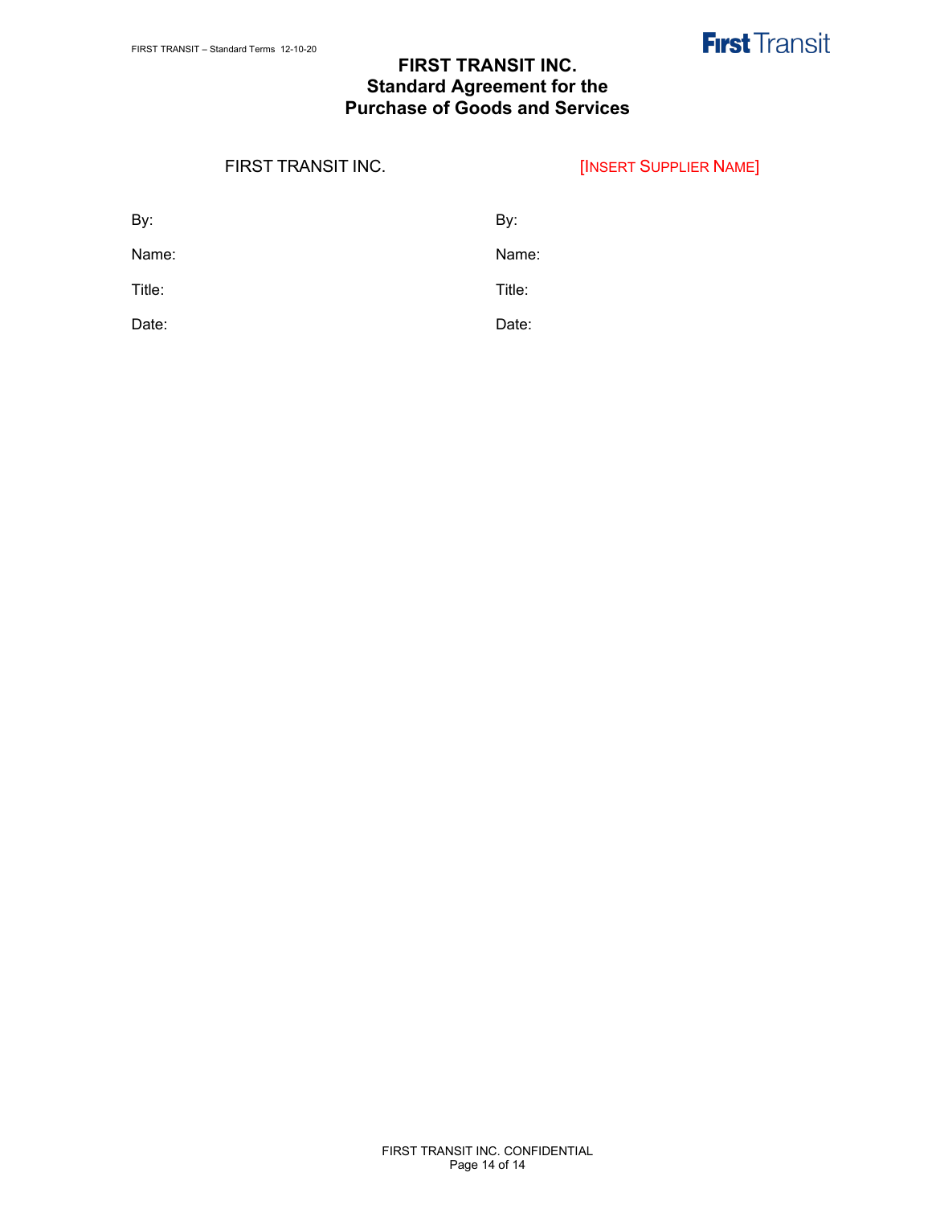# FIRST TRANSIT INC.
## Standard Agreement for the Purchase of Goods and Services

| FIRST TRANSIT INC. | [INSERT SUPPLIER NAME] |
| --- | --- |
| By: | By: |
| Name: | Name: |
| Title: | Title: |
| Date: | Date: |